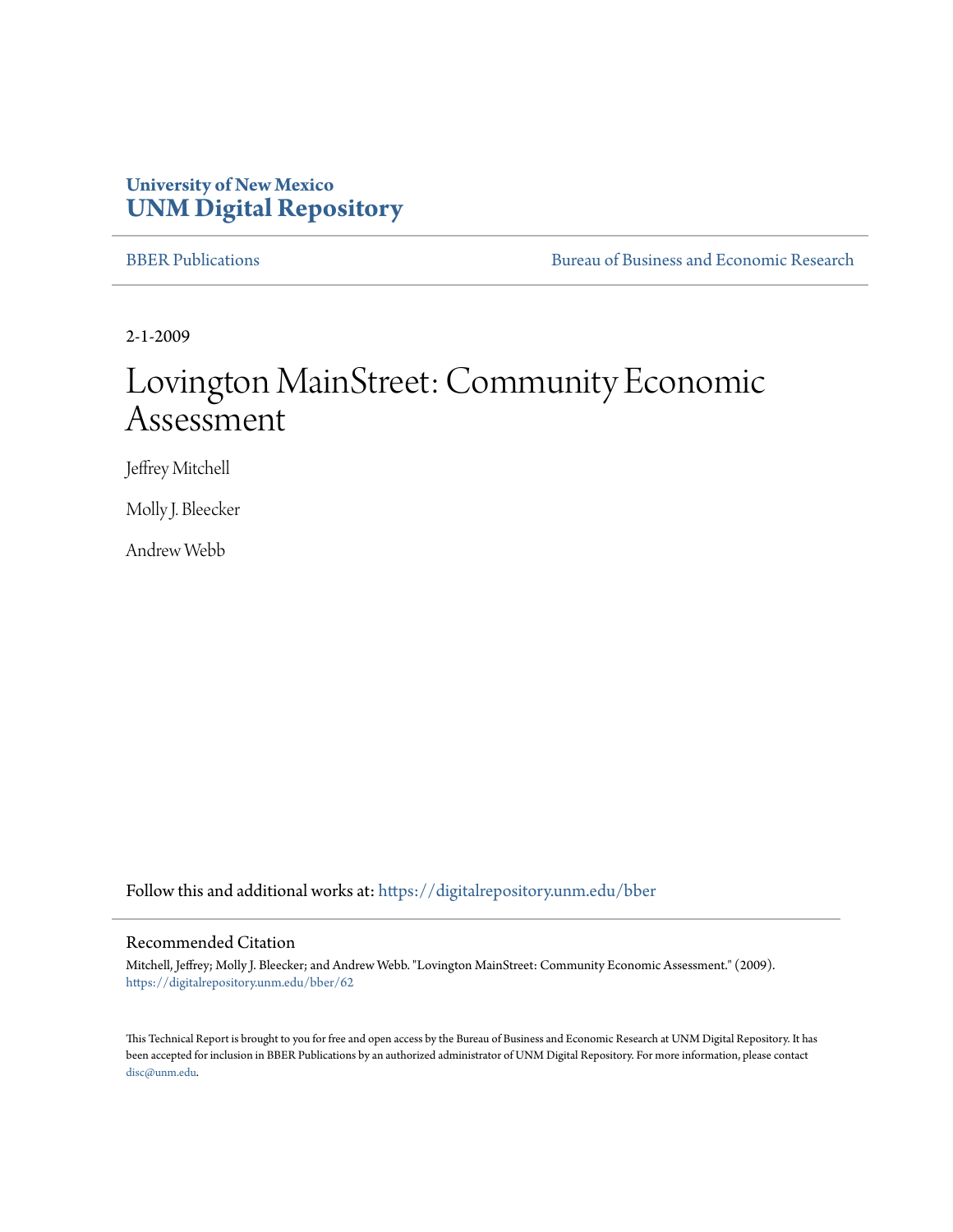University of New Mexico
**UNM Digital Repository**

BBER Publications | Bureau of Business and Economic Research

2-1-2009

# Lovington MainStreet: Community Economic Assessment

Jeffrey Mitchell

Molly J. Bleecker

Andrew Webb

Follow this and additional works at: https://digitalrepository.unm.edu/bber

## Recommended Citation

Mitchell, Jeffrey; Molly J. Bleecker; and Andrew Webb. "Lovington MainStreet: Community Economic Assessment." (2009). https://digitalrepository.unm.edu/bber/62

This Technical Report is brought to you for free and open access by the Bureau of Business and Economic Research at UNM Digital Repository. It has been accepted for inclusion in BBER Publications by an authorized administrator of UNM Digital Repository. For more information, please contact disc@unm.edu.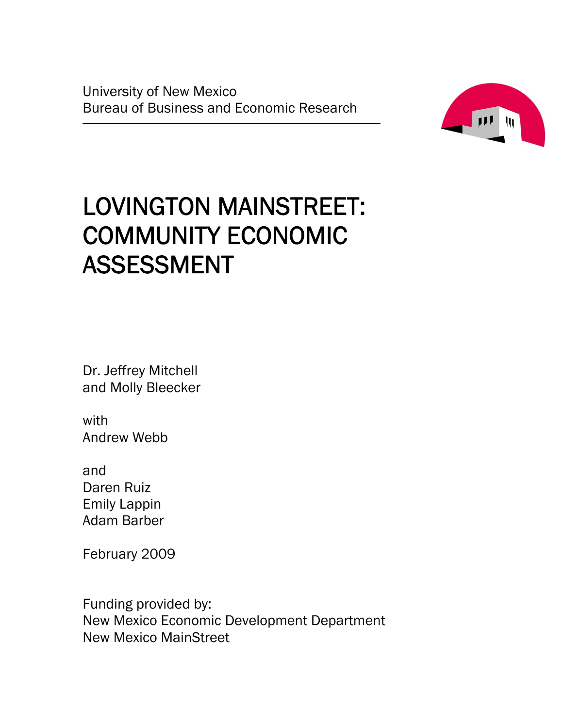University of New Mexico
Bureau of Business and Economic Research

# LOVINGTON MAINSTREET: COMMUNITY ECONOMIC ASSESSMENT

Dr. Jeffrey Mitchell
and Molly Bleecker

with
Andrew Webb

and
Daren Ruiz
Emily Lappin
Adam Barber

February 2009

Funding provided by:
New Mexico Economic Development Department
New Mexico MainStreet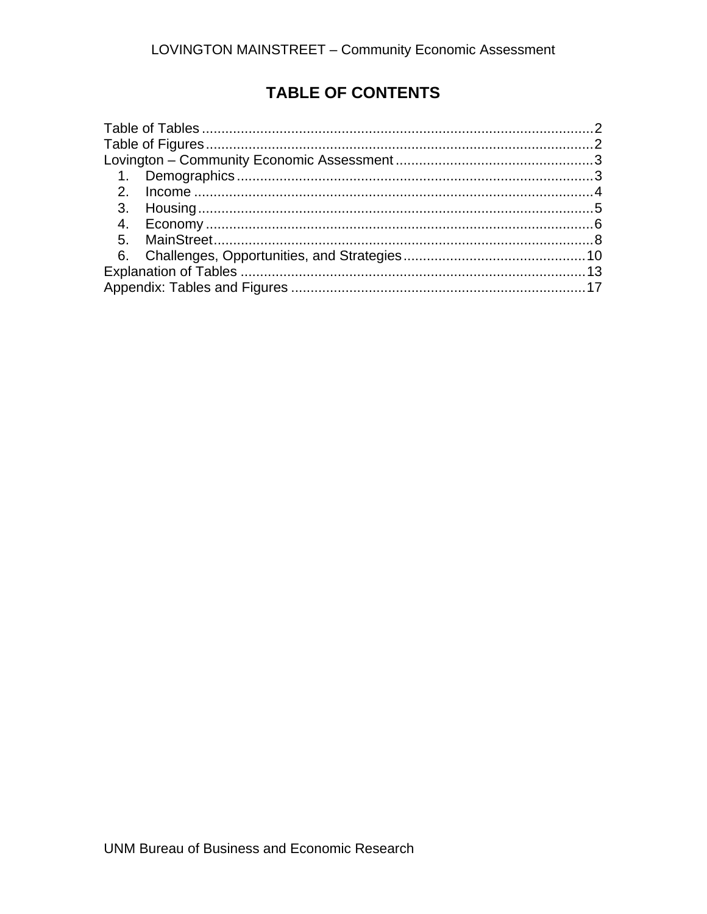# TABLE OF CONTENTS

Table of Tables .................................................................................................2
Table of Figures ................................................................................................2
Lovington – Community Economic Assessment ..................................................3
1. Demographics ............................................................................................3
2. Income ......................................................................................................4
3. Housing .....................................................................................................5
4. Economy ...................................................................................................6
5. MainStreet .................................................................................................8
6. Challenges, Opportunities, and Strategies ..............................................10
Explanation of Tables ........................................................................................13
Appendix: Tables and Figures ...........................................................................17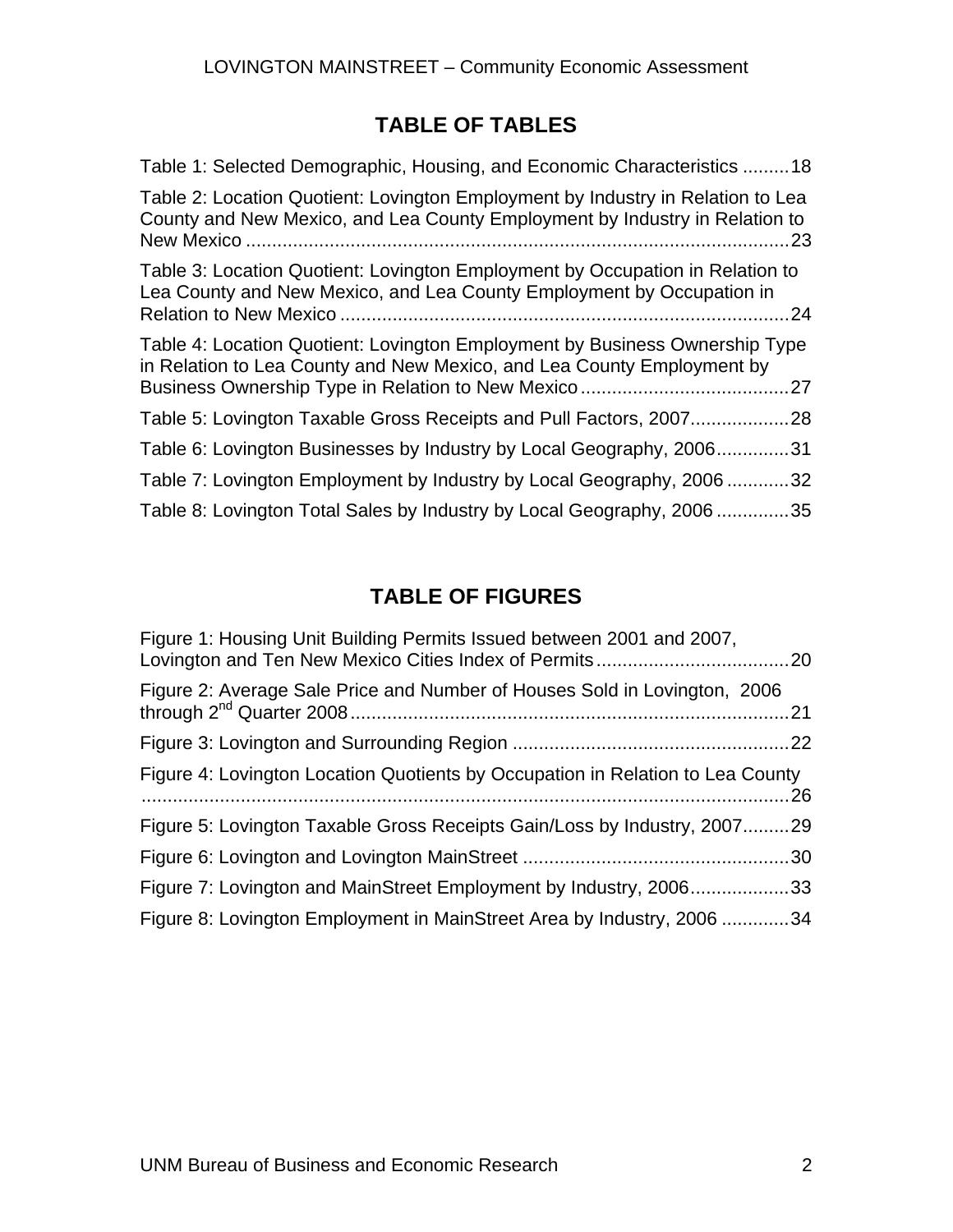## TABLE OF TABLES

Table 1: Selected Demographic, Housing, and Economic Characteristics .........18

Table 2: Location Quotient: Lovington Employment by Industry in Relation to Lea County and New Mexico, and Lea County Employment by Industry in Relation to New Mexico .........................................................................................................23

Table 3: Location Quotient: Lovington Employment by Occupation in Relation to Lea County and New Mexico, and Lea County Employment by Occupation in Relation to New Mexico .....................................................................................24

Table 4: Location Quotient: Lovington Employment by Business Ownership Type in Relation to Lea County and New Mexico, and Lea County Employment by Business Ownership Type in Relation to New Mexico........................................27

Table 5: Lovington Taxable Gross Receipts and Pull Factors, 2007...................28

Table 6: Lovington Businesses by Industry by Local Geography, 2006..............31

Table 7: Lovington Employment by Industry by Local Geography, 2006 ............32

Table 8: Lovington Total Sales by Industry by Local Geography, 2006 ..............35

## TABLE OF FIGURES

Figure 1: Housing Unit Building Permits Issued between 2001 and 2007, Lovington and Ten New Mexico Cities Index of Permits.....................................20

Figure 2: Average Sale Price and Number of Houses Sold in Lovington, 2006 through 2nd Quarter 2008....................................................................................21

Figure 3: Lovington and Surrounding Region .....................................................22

Figure 4: Lovington Location Quotients by Occupation in Relation to Lea County ............................................................................................................................26

Figure 5: Lovington Taxable Gross Receipts Gain/Loss by Industry, 2007.........29

Figure 6: Lovington and Lovington MainStreet ...................................................30

Figure 7: Lovington and MainStreet Employment by Industry, 2006...................33

Figure 8: Lovington Employment in MainStreet Area by Industry, 2006 .............34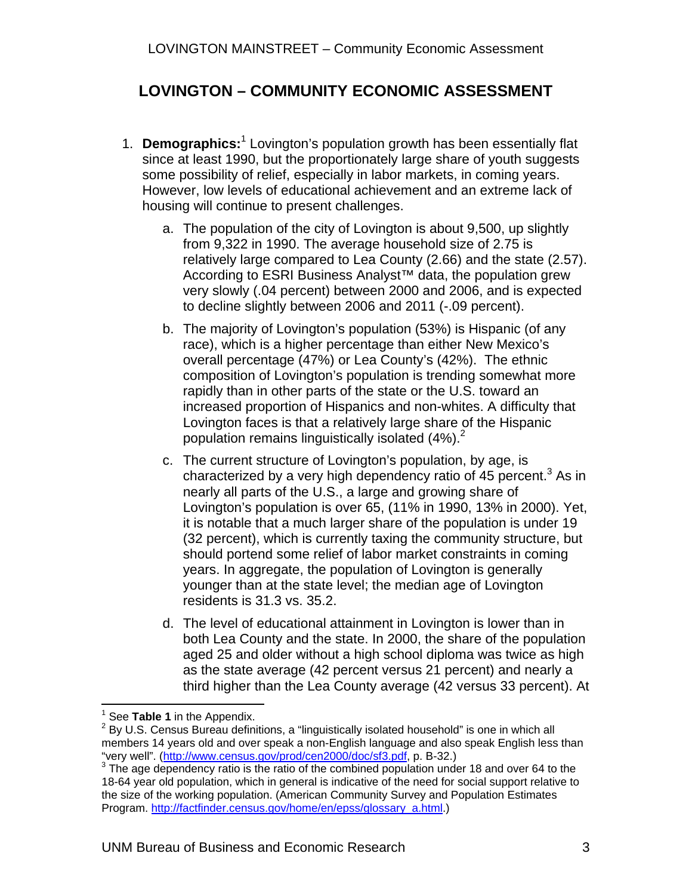# LOVINGTON – COMMUNITY ECONOMIC ASSESSMENT

1. **Demographics:**[1] Lovington's population growth has been essentially flat since at least 1990, but the proportionately large share of youth suggests some possibility of relief, especially in labor markets, in coming years. However, low levels of educational achievement and an extreme lack of housing will continue to present challenges.

   a. The population of the city of Lovington is about 9,500, up slightly from 9,322 in 1990. The average household size of 2.75 is relatively large compared to Lea County (2.66) and the state (2.57). According to ESRI Business Analyst™ data, the population grew very slowly (.04 percent) between 2000 and 2006, and is expected to decline slightly between 2006 and 2011 (-.09 percent).

   b. The majority of Lovington's population (53%) is Hispanic (of any race), which is a higher percentage than either New Mexico's overall percentage (47%) or Lea County's (42%). The ethnic composition of Lovington's population is trending somewhat more rapidly than in other parts of the state or the U.S. toward an increased proportion of Hispanics and non-whites. A difficulty that Lovington faces is that a relatively large share of the Hispanic population remains linguistically isolated (4%).[2]

   c. The current structure of Lovington's population, by age, is characterized by a very high dependency ratio of 45 percent.[3] As in nearly all parts of the U.S., a large and growing share of Lovington's population is over 65, (11% in 1990, 13% in 2000). Yet, it is notable that a much larger share of the population is under 19 (32 percent), which is currently taxing the community structure, but should portend some relief of labor market constraints in coming years. In aggregate, the population of Lovington is generally younger than at the state level; the median age of Lovington residents is 31.3 vs. 35.2.

   d. The level of educational attainment in Lovington is lower than in both Lea County and the state. In 2000, the share of the population aged 25 and older without a high school diploma was twice as high as the state average (42 percent versus 21 percent) and nearly a third higher than the Lea County average (42 versus 33 percent). At

---

[1] See **Table 1** in the Appendix.

[2] By U.S. Census Bureau definitions, a "linguistically isolated household" is one in which all members 14 years old and over speak a non-English language and also speak English less than "very well". (http://www.census.gov/prod/cen2000/doc/sf3.pdf, p. B-32.)

[3] The age dependency ratio is the ratio of the combined population under 18 and over 64 to the 18-64 year old population, which in general is indicative of the need for social support relative to the size of the working population. (American Community Survey and Population Estimates Program. http://factfinder.census.gov/home/en/epss/glossary_a.html.)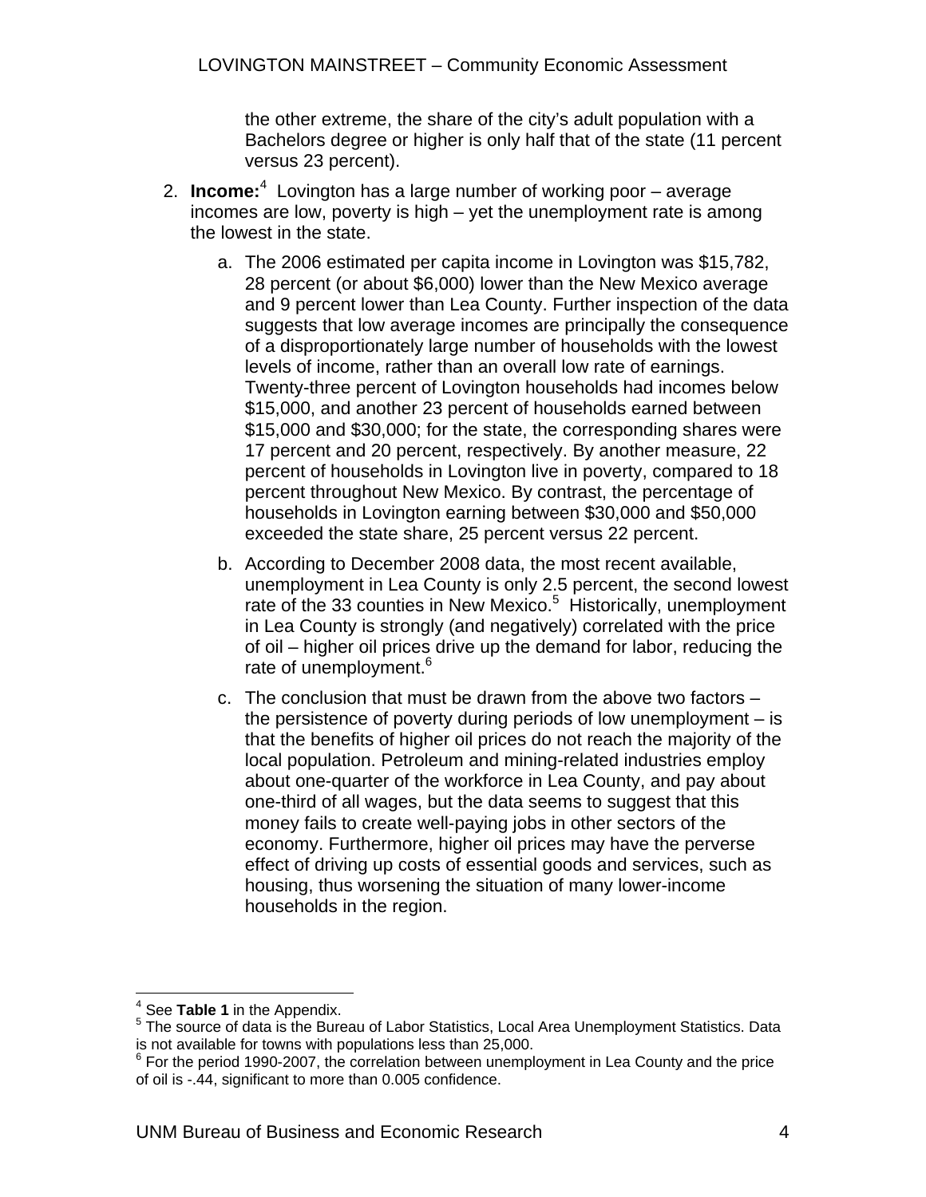the other extreme, the share of the city's adult population with a Bachelors degree or higher is only half that of the state (11 percent versus 23 percent).

2. **Income:**[4] Lovington has a large number of working poor – average incomes are low, poverty is high – yet the unemployment rate is among the lowest in the state.

    a. The 2006 estimated per capita income in Lovington was $15,782, 28 percent (or about $6,000) lower than the New Mexico average and 9 percent lower than Lea County. Further inspection of the data suggests that low average incomes are principally the consequence of a disproportionately large number of households with the lowest levels of income, rather than an overall low rate of earnings. Twenty-three percent of Lovington households had incomes below $15,000, and another 23 percent of households earned between $15,000 and $30,000; for the state, the corresponding shares were 17 percent and 20 percent, respectively. By another measure, 22 percent of households in Lovington live in poverty, compared to 18 percent throughout New Mexico. By contrast, the percentage of households in Lovington earning between $30,000 and $50,000 exceeded the state share, 25 percent versus 22 percent.

    b. According to December 2008 data, the most recent available, unemployment in Lea County is only 2.5 percent, the second lowest rate of the 33 counties in New Mexico.[5] Historically, unemployment in Lea County is strongly (and negatively) correlated with the price of oil – higher oil prices drive up the demand for labor, reducing the rate of unemployment.[6]

    c. The conclusion that must be drawn from the above two factors – the persistence of poverty during periods of low unemployment – is that the benefits of higher oil prices do not reach the majority of the local population. Petroleum and mining-related industries employ about one-quarter of the workforce in Lea County, and pay about one-third of all wages, but the data seems to suggest that this money fails to create well-paying jobs in other sectors of the economy. Furthermore, higher oil prices may have the perverse effect of driving up costs of essential goods and services, such as housing, thus worsening the situation of many lower-income households in the region.

---

[4] See **Table 1** in the Appendix.

[5] The source of data is the Bureau of Labor Statistics, Local Area Unemployment Statistics. Data is not available for towns with populations less than 25,000.

[6] For the period 1990-2007, the correlation between unemployment in Lea County and the price of oil is -.44, significant to more than 0.005 confidence.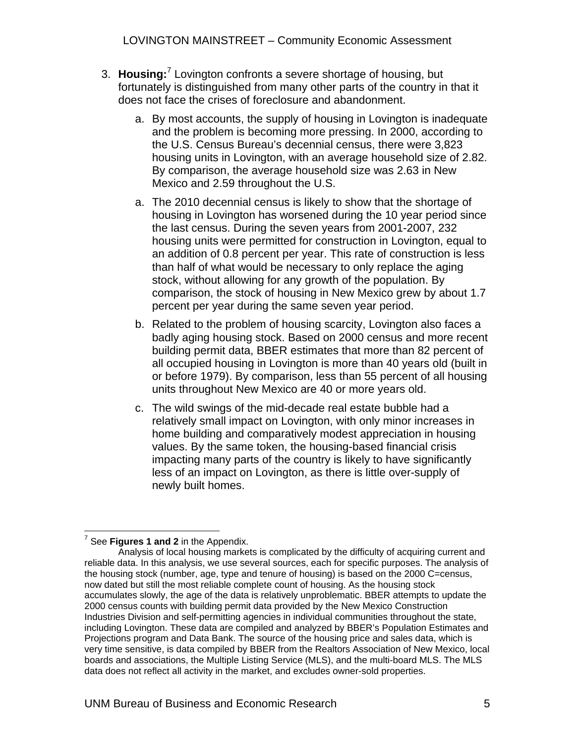3. **Housing:**[7] Lovington confronts a severe shortage of housing, but fortunately is distinguished from many other parts of the country in that it does not face the crises of foreclosure and abandonment.

   a. By most accounts, the supply of housing in Lovington is inadequate and the problem is becoming more pressing. In 2000, according to the U.S. Census Bureau's decennial census, there were 3,823 housing units in Lovington, with an average household size of 2.82. By comparison, the average household size was 2.63 in New Mexico and 2.59 throughout the U.S.

   a. The 2010 decennial census is likely to show that the shortage of housing in Lovington has worsened during the 10 year period since the last census. During the seven years from 2001-2007, 232 housing units were permitted for construction in Lovington, equal to an addition of 0.8 percent per year. This rate of construction is less than half of what would be necessary to only replace the aging stock, without allowing for any growth of the population. By comparison, the stock of housing in New Mexico grew by about 1.7 percent per year during the same seven year period.

   b. Related to the problem of housing scarcity, Lovington also faces a badly aging housing stock. Based on 2000 census and more recent building permit data, BBER estimates that more than 82 percent of all occupied housing in Lovington is more than 40 years old (built in or before 1979). By comparison, less than 55 percent of all housing units throughout New Mexico are 40 or more years old.

   c. The wild swings of the mid-decade real estate bubble had a relatively small impact on Lovington, with only minor increases in home building and comparatively modest appreciation in housing values. By the same token, the housing-based financial crisis impacting many parts of the country is likely to have significantly less of an impact on Lovington, as there is little over-supply of newly built homes.

---

[7] See **Figures 1 and 2** in the Appendix.

Analysis of local housing markets is complicated by the difficulty of acquiring current and reliable data. In this analysis, we use several sources, each for specific purposes. The analysis of the housing stock (number, age, type and tenure of housing) is based on the 2000 C=census, now dated but still the most reliable complete count of housing. As the housing stock accumulates slowly, the age of the data is relatively unproblematic. BBER attempts to update the 2000 census counts with building permit data provided by the New Mexico Construction Industries Division and self-permitting agencies in individual communities throughout the state, including Lovington. These data are compiled and analyzed by BBER's Population Estimates and Projections program and Data Bank. The source of the housing price and sales data, which is very time sensitive, is data compiled by BBER from the Realtors Association of New Mexico, local boards and associations, the Multiple Listing Service (MLS), and the multi-board MLS. The MLS data does not reflect all activity in the market, and excludes owner-sold properties.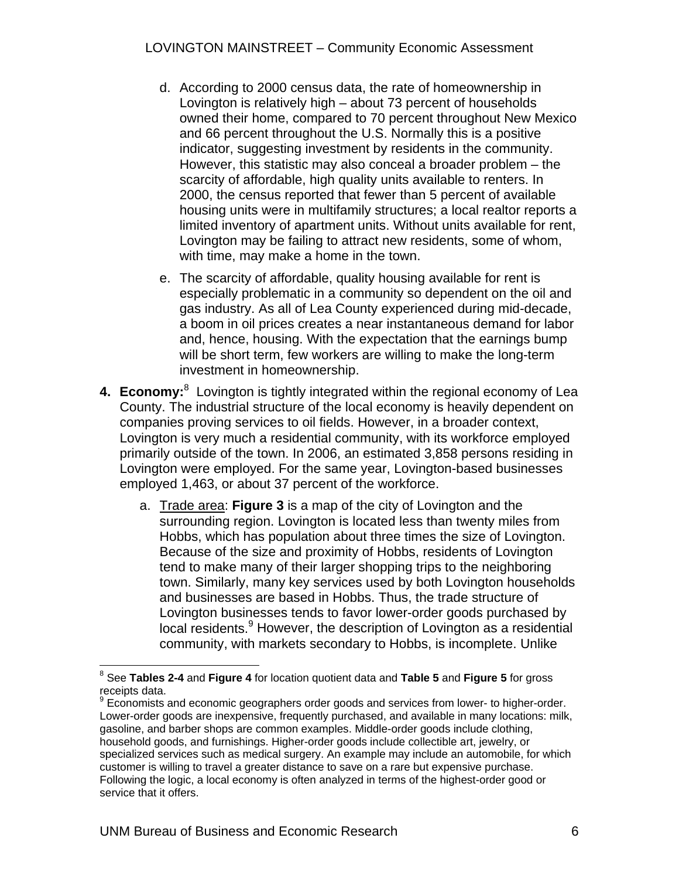d. According to 2000 census data, the rate of homeownership in Lovington is relatively high – about 73 percent of households owned their home, compared to 70 percent throughout New Mexico and 66 percent throughout the U.S. Normally this is a positive indicator, suggesting investment by residents in the community. However, this statistic may also conceal a broader problem – the scarcity of affordable, high quality units available to renters. In 2000, the census reported that fewer than 5 percent of available housing units were in multifamily structures; a local realtor reports a limited inventory of apartment units. Without units available for rent, Lovington may be failing to attract new residents, some of whom, with time, may make a home in the town.

e. The scarcity of affordable, quality housing available for rent is especially problematic in a community so dependent on the oil and gas industry. As all of Lea County experienced during mid-decade, a boom in oil prices creates a near instantaneous demand for labor and, hence, housing. With the expectation that the earnings bump will be short term, few workers are willing to make the long-term investment in homeownership.

4. **Economy:**[8] Lovington is tightly integrated within the regional economy of Lea County. The industrial structure of the local economy is heavily dependent on companies proving services to oil fields. However, in a broader context, Lovington is very much a residential community, with its workforce employed primarily outside of the town. In 2006, an estimated 3,858 persons residing in Lovington were employed. For the same year, Lovington-based businesses employed 1,463, or about 37 percent of the workforce.

   a. Trade area: **Figure 3** is a map of the city of Lovington and the surrounding region. Lovington is located less than twenty miles from Hobbs, which has population about three times the size of Lovington. Because of the size and proximity of Hobbs, residents of Lovington tend to make many of their larger shopping trips to the neighboring town. Similarly, many key services used by both Lovington households and businesses are based in Hobbs. Thus, the trade structure of Lovington businesses tends to favor lower-order goods purchased by local residents.[9] However, the description of Lovington as a residential community, with markets secondary to Hobbs, is incomplete. Unlike

---

[8] See **Tables 2-4** and **Figure 4** for location quotient data and **Table 5** and **Figure 5** for gross receipts data.

[9] Economists and economic geographers order goods and services from lower- to higher-order. Lower-order goods are inexpensive, frequently purchased, and available in many locations: milk, gasoline, and barber shops are common examples. Middle-order goods include clothing, household goods, and furnishings. Higher-order goods include collectible art, jewelry, or specialized services such as medical surgery. An example may include an automobile, for which customer is willing to travel a greater distance to save on a rare but expensive purchase. Following the logic, a local economy is often analyzed in terms of the highest-order good or service that it offers.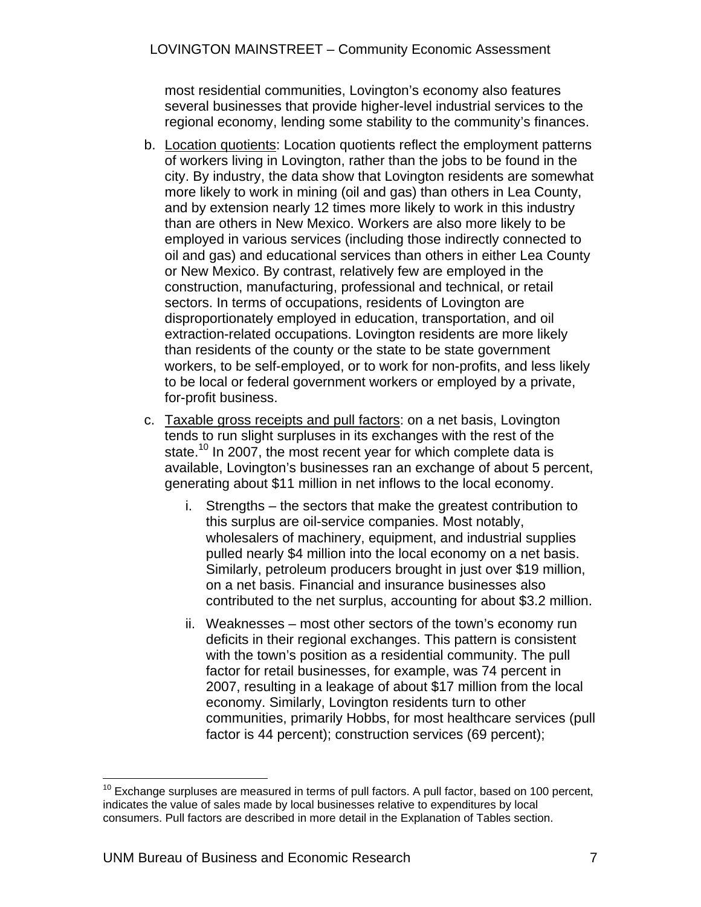most residential communities, Lovington's economy also features several businesses that provide higher-level industrial services to the regional economy, lending some stability to the community's finances.

b. Location quotients: Location quotients reflect the employment patterns of workers living in Lovington, rather than the jobs to be found in the city. By industry, the data show that Lovington residents are somewhat more likely to work in mining (oil and gas) than others in Lea County, and by extension nearly 12 times more likely to work in this industry than are others in New Mexico. Workers are also more likely to be employed in various services (including those indirectly connected to oil and gas) and educational services than others in either Lea County or New Mexico. By contrast, relatively few are employed in the construction, manufacturing, professional and technical, or retail sectors. In terms of occupations, residents of Lovington are disproportionately employed in education, transportation, and oil extraction-related occupations. Lovington residents are more likely than residents of the county or the state to be state government workers, to be self-employed, or to work for non-profits, and less likely to be local or federal government workers or employed by a private, for-profit business.

c. Taxable gross receipts and pull factors: on a net basis, Lovington tends to run slight surpluses in its exchanges with the rest of the state.[10] In 2007, the most recent year for which complete data is available, Lovington's businesses ran an exchange of about 5 percent, generating about $11 million in net inflows to the local economy.

   i. Strengths – the sectors that make the greatest contribution to this surplus are oil-service companies. Most notably, wholesalers of machinery, equipment, and industrial supplies pulled nearly $4 million into the local economy on a net basis. Similarly, petroleum producers brought in just over $19 million, on a net basis. Financial and insurance businesses also contributed to the net surplus, accounting for about $3.2 million.

   ii. Weaknesses – most other sectors of the town's economy run deficits in their regional exchanges. This pattern is consistent with the town's position as a residential community. The pull factor for retail businesses, for example, was 74 percent in 2007, resulting in a leakage of about $17 million from the local economy. Similarly, Lovington residents turn to other communities, primarily Hobbs, for most healthcare services (pull factor is 44 percent); construction services (69 percent);

[10] Exchange surpluses are measured in terms of pull factors. A pull factor, based on 100 percent, indicates the value of sales made by local businesses relative to expenditures by local consumers. Pull factors are described in more detail in the Explanation of Tables section.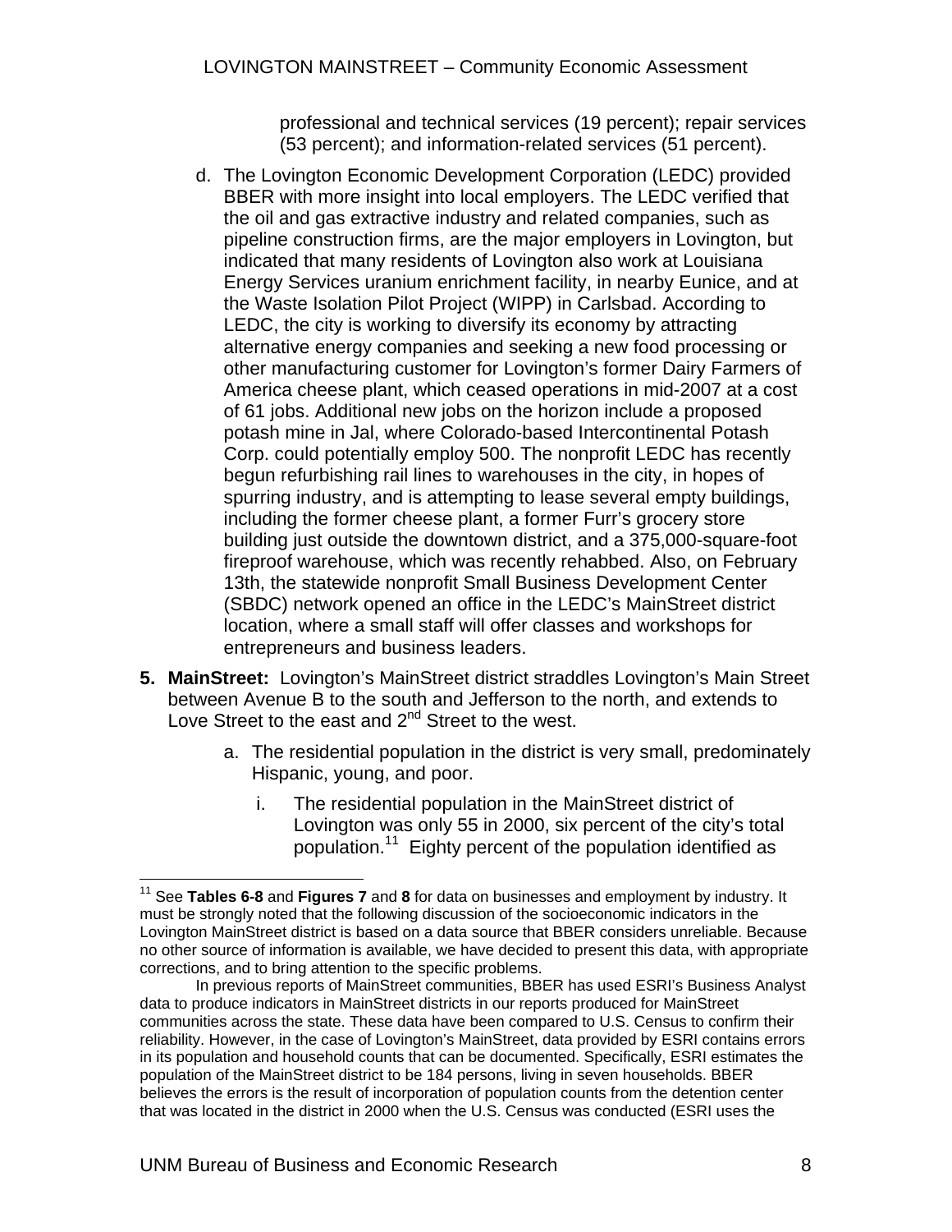professional and technical services (19 percent); repair services (53 percent); and information-related services (51 percent).

d. The Lovington Economic Development Corporation (LEDC) provided BBER with more insight into local employers. The LEDC verified that the oil and gas extractive industry and related companies, such as pipeline construction firms, are the major employers in Lovington, but indicated that many residents of Lovington also work at Louisiana Energy Services uranium enrichment facility, in nearby Eunice, and at the Waste Isolation Pilot Project (WIPP) in Carlsbad. According to LEDC, the city is working to diversify its economy by attracting alternative energy companies and seeking a new food processing or other manufacturing customer for Lovington's former Dairy Farmers of America cheese plant, which ceased operations in mid-2007 at a cost of 61 jobs. Additional new jobs on the horizon include a proposed potash mine in Jal, where Colorado-based Intercontinental Potash Corp. could potentially employ 500. The nonprofit LEDC has recently begun refurbishing rail lines to warehouses in the city, in hopes of spurring industry, and is attempting to lease several empty buildings, including the former cheese plant, a former Furr's grocery store building just outside the downtown district, and a 375,000-square-foot fireproof warehouse, which was recently rehabbed. Also, on February 13th, the statewide nonprofit Small Business Development Center (SBDC) network opened an office in the LEDC's MainStreet district location, where a small staff will offer classes and workshops for entrepreneurs and business leaders.

**5. MainStreet:** Lovington's MainStreet district straddles Lovington's Main Street between Avenue B to the south and Jefferson to the north, and extends to Love Street to the east and 2nd Street to the west.

a. The residential population in the district is very small, predominately Hispanic, young, and poor.

i. The residential population in the MainStreet district of Lovington was only 55 in 2000, six percent of the city's total population.[11] Eighty percent of the population identified as

---

[11] See **Tables 6-8** and **Figures 7** and **8** for data on businesses and employment by industry. It must be strongly noted that the following discussion of the socioeconomic indicators in the Lovington MainStreet district is based on a data source that BBER considers unreliable. Because no other source of information is available, we have decided to present this data, with appropriate corrections, and to bring attention to the specific problems.

In previous reports of MainStreet communities, BBER has used ESRI's Business Analyst data to produce indicators in MainStreet districts in our reports produced for MainStreet communities across the state. These data have been compared to U.S. Census to confirm their reliability. However, in the case of Lovington's MainStreet, data provided by ESRI contains errors in its population and household counts that can be documented. Specifically, ESRI estimates the population of the MainStreet district to be 184 persons, living in seven households. BBER believes the errors is the result of incorporation of population counts from the detention center that was located in the district in 2000 when the U.S. Census was conducted (ESRI uses the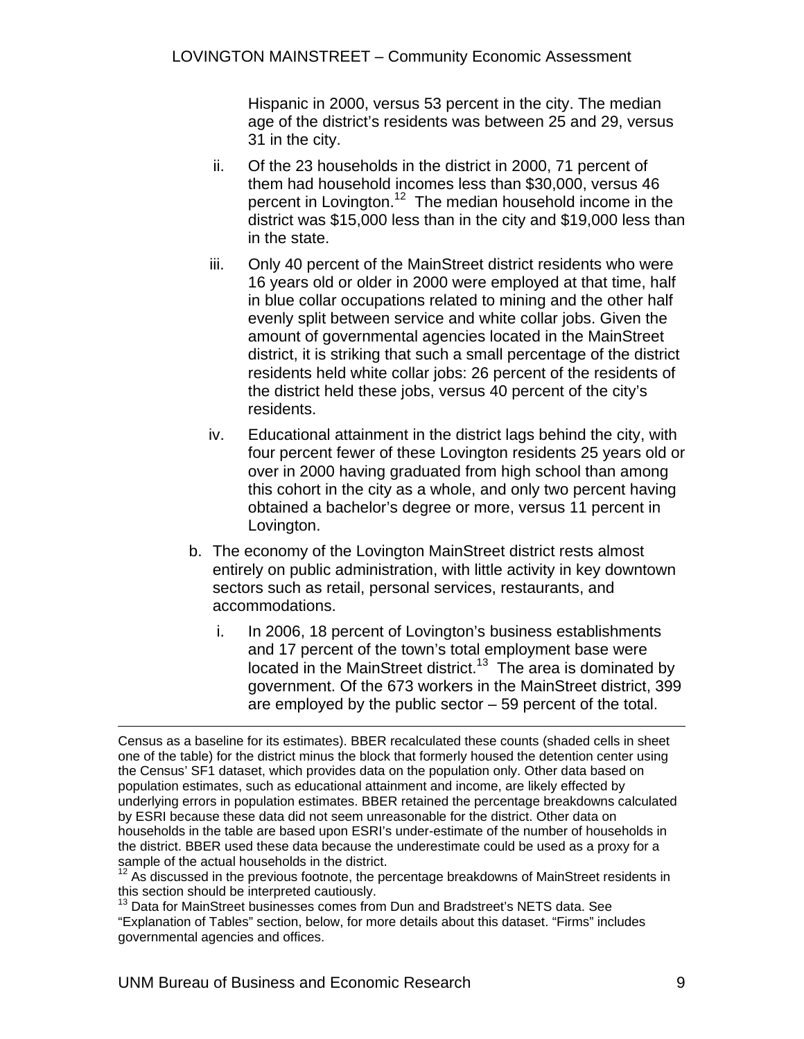Hispanic in 2000, versus 53 percent in the city. The median age of the district's residents was between 25 and 29, versus 31 in the city.

ii. Of the 23 households in the district in 2000, 71 percent of them had household incomes less than $30,000, versus 46 percent in Lovington.[12] The median household income in the district was $15,000 less than in the city and $19,000 less than in the state.

iii. Only 40 percent of the MainStreet district residents who were 16 years old or older in 2000 were employed at that time, half in blue collar occupations related to mining and the other half evenly split between service and white collar jobs. Given the amount of governmental agencies located in the MainStreet district, it is striking that such a small percentage of the district residents held white collar jobs: 26 percent of the residents of the district held these jobs, versus 40 percent of the city's residents.

iv. Educational attainment in the district lags behind the city, with four percent fewer of these Lovington residents 25 years old or over in 2000 having graduated from high school than among this cohort in the city as a whole, and only two percent having obtained a bachelor's degree or more, versus 11 percent in Lovington.

b. The economy of the Lovington MainStreet district rests almost entirely on public administration, with little activity in key downtown sectors such as retail, personal services, restaurants, and accommodations.

i. In 2006, 18 percent of Lovington's business establishments and 17 percent of the town's total employment base were located in the MainStreet district.[13] The area is dominated by government. Of the 673 workers in the MainStreet district, 399 are employed by the public sector – 59 percent of the total.

---

Census as a baseline for its estimates). BBER recalculated these counts (shaded cells in sheet one of the table) for the district minus the block that formerly housed the detention center using the Census' SF1 dataset, which provides data on the population only. Other data based on population estimates, such as educational attainment and income, are likely effected by underlying errors in population estimates. BBER retained the percentage breakdowns calculated by ESRI because these data did not seem unreasonable for the district. Other data on households in the table are based upon ESRI's under-estimate of the number of households in the district. BBER used these data because the underestimate could be used as a proxy for a sample of the actual households in the district.

[12] As discussed in the previous footnote, the percentage breakdowns of MainStreet residents in this section should be interpreted cautiously.

[13] Data for MainStreet businesses comes from Dun and Bradstreet's NETS data. See "Explanation of Tables" section, below, for more details about this dataset. "Firms" includes governmental agencies and offices.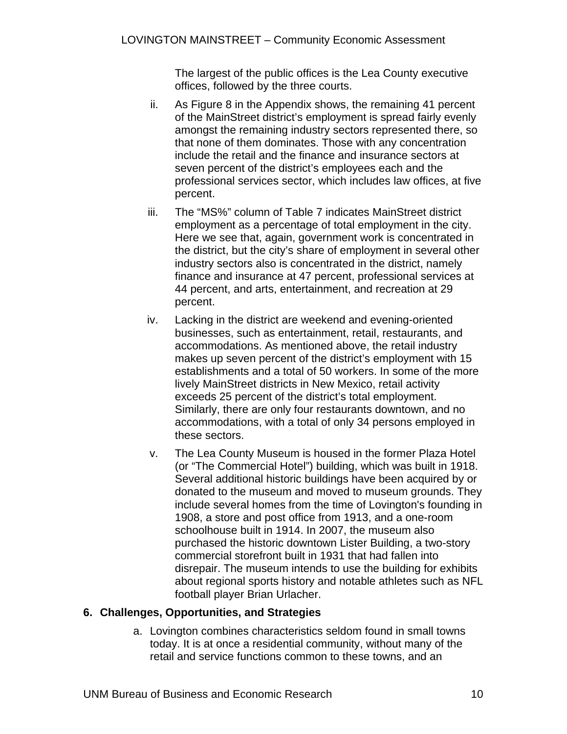The largest of the public offices is the Lea County executive offices, followed by the three courts.

ii. As Figure 8 in the Appendix shows, the remaining 41 percent of the MainStreet district's employment is spread fairly evenly amongst the remaining industry sectors represented there, so that none of them dominates. Those with any concentration include the retail and the finance and insurance sectors at seven percent of the district's employees each and the professional services sector, which includes law offices, at five percent.

iii. The "MS%" column of Table 7 indicates MainStreet district employment as a percentage of total employment in the city. Here we see that, again, government work is concentrated in the district, but the city's share of employment in several other industry sectors also is concentrated in the district, namely finance and insurance at 47 percent, professional services at 44 percent, and arts, entertainment, and recreation at 29 percent.

iv. Lacking in the district are weekend and evening-oriented businesses, such as entertainment, retail, restaurants, and accommodations. As mentioned above, the retail industry makes up seven percent of the district's employment with 15 establishments and a total of 50 workers. In some of the more lively MainStreet districts in New Mexico, retail activity exceeds 25 percent of the district's total employment. Similarly, there are only four restaurants downtown, and no accommodations, with a total of only 34 persons employed in these sectors.

v. The Lea County Museum is housed in the former Plaza Hotel (or "The Commercial Hotel") building, which was built in 1918. Several additional historic buildings have been acquired by or donated to the museum and moved to museum grounds. They include several homes from the time of Lovington's founding in 1908, a store and post office from 1913, and a one-room schoolhouse built in 1914. In 2007, the museum also purchased the historic downtown Lister Building, a two-story commercial storefront built in 1931 that had fallen into disrepair. The museum intends to use the building for exhibits about regional sports history and notable athletes such as NFL football player Brian Urlacher.

## 6. Challenges, Opportunities, and Strategies

a. Lovington combines characteristics seldom found in small towns today. It is at once a residential community, without many of the retail and service functions common to these towns, and an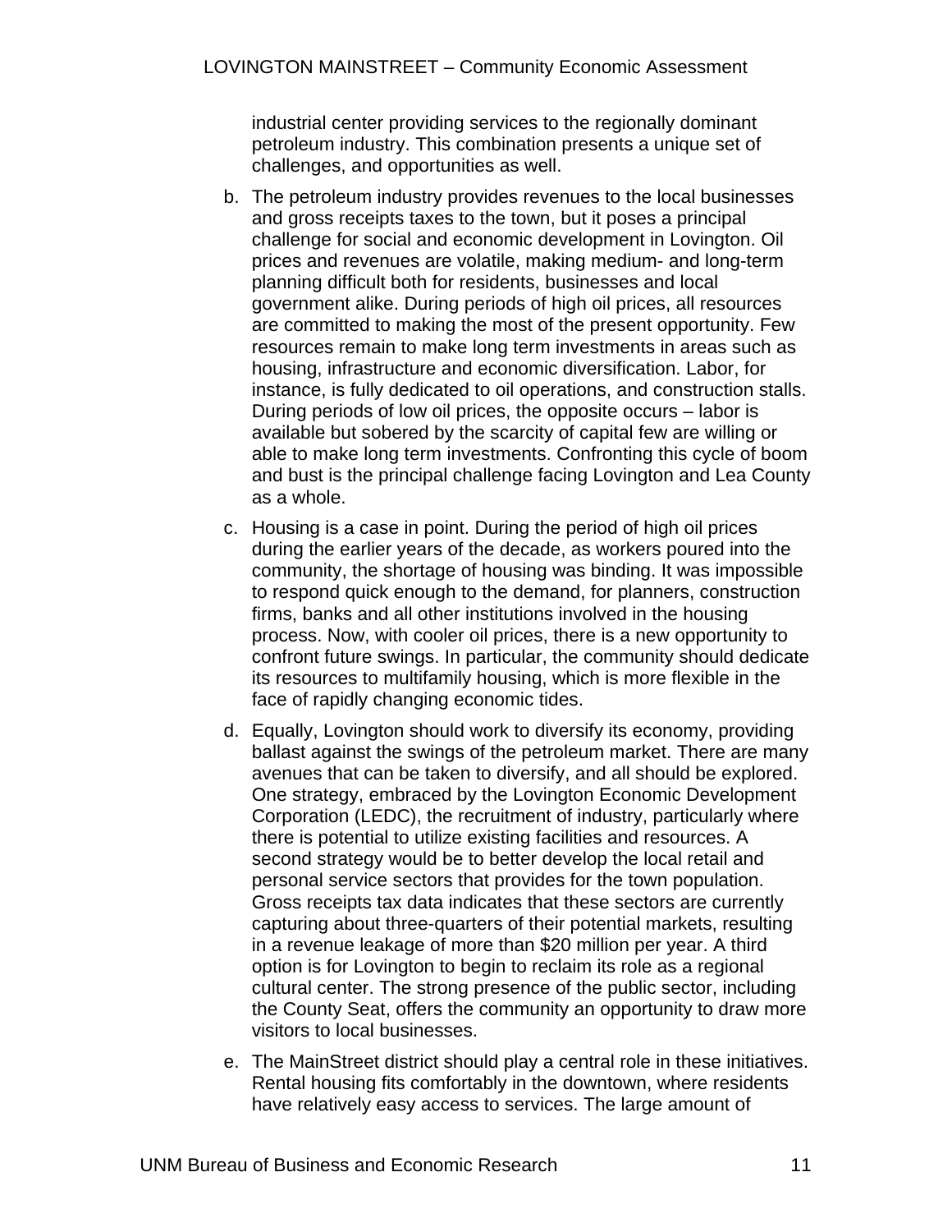industrial center providing services to the regionally dominant petroleum industry. This combination presents a unique set of challenges, and opportunities as well.

b. The petroleum industry provides revenues to the local businesses and gross receipts taxes to the town, but it poses a principal challenge for social and economic development in Lovington. Oil prices and revenues are volatile, making medium- and long-term planning difficult both for residents, businesses and local government alike. During periods of high oil prices, all resources are committed to making the most of the present opportunity. Few resources remain to make long term investments in areas such as housing, infrastructure and economic diversification. Labor, for instance, is fully dedicated to oil operations, and construction stalls. During periods of low oil prices, the opposite occurs – labor is available but sobered by the scarcity of capital few are willing or able to make long term investments. Confronting this cycle of boom and bust is the principal challenge facing Lovington and Lea County as a whole.

c. Housing is a case in point. During the period of high oil prices during the earlier years of the decade, as workers poured into the community, the shortage of housing was binding. It was impossible to respond quick enough to the demand, for planners, construction firms, banks and all other institutions involved in the housing process. Now, with cooler oil prices, there is a new opportunity to confront future swings. In particular, the community should dedicate its resources to multifamily housing, which is more flexible in the face of rapidly changing economic tides.

d. Equally, Lovington should work to diversify its economy, providing ballast against the swings of the petroleum market. There are many avenues that can be taken to diversify, and all should be explored. One strategy, embraced by the Lovington Economic Development Corporation (LEDC), the recruitment of industry, particularly where there is potential to utilize existing facilities and resources. A second strategy would be to better develop the local retail and personal service sectors that provides for the town population. Gross receipts tax data indicates that these sectors are currently capturing about three-quarters of their potential markets, resulting in a revenue leakage of more than $20 million per year. A third option is for Lovington to begin to reclaim its role as a regional cultural center. The strong presence of the public sector, including the County Seat, offers the community an opportunity to draw more visitors to local businesses.

e. The MainStreet district should play a central role in these initiatives. Rental housing fits comfortably in the downtown, where residents have relatively easy access to services. The large amount of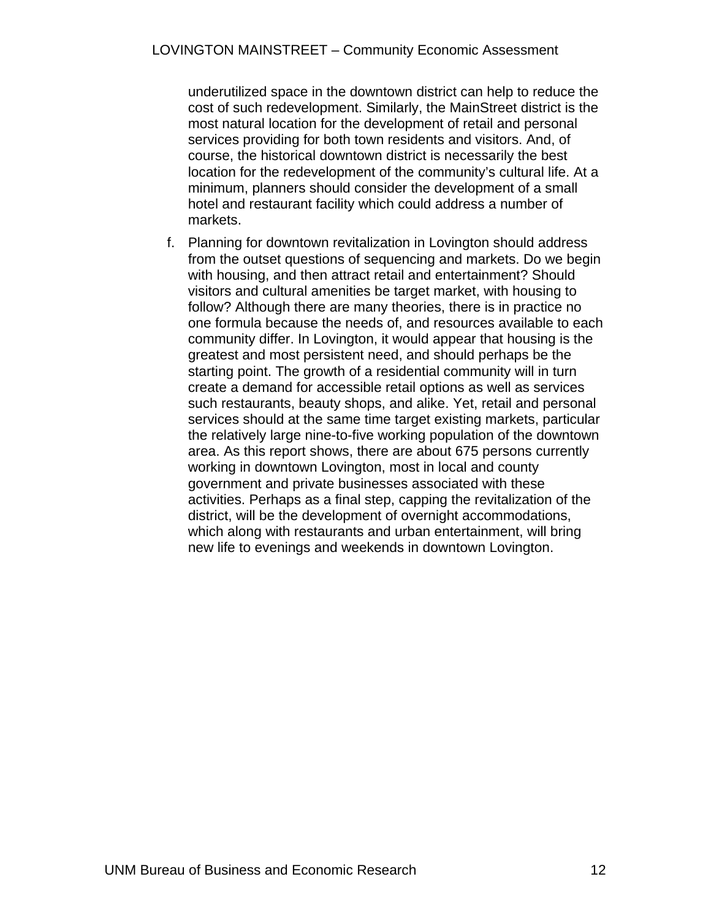underutilized space in the downtown district can help to reduce the cost of such redevelopment. Similarly, the MainStreet district is the most natural location for the development of retail and personal services providing for both town residents and visitors. And, of course, the historical downtown district is necessarily the best location for the redevelopment of the community's cultural life. At a minimum, planners should consider the development of a small hotel and restaurant facility which could address a number of markets.

f. Planning for downtown revitalization in Lovington should address from the outset questions of sequencing and markets. Do we begin with housing, and then attract retail and entertainment? Should visitors and cultural amenities be target market, with housing to follow? Although there are many theories, there is in practice no one formula because the needs of, and resources available to each community differ. In Lovington, it would appear that housing is the greatest and most persistent need, and should perhaps be the starting point. The growth of a residential community will in turn create a demand for accessible retail options as well as services such restaurants, beauty shops, and alike. Yet, retail and personal services should at the same time target existing markets, particular the relatively large nine-to-five working population of the downtown area. As this report shows, there are about 675 persons currently working in downtown Lovington, most in local and county government and private businesses associated with these activities. Perhaps as a final step, capping the revitalization of the district, will be the development of overnight accommodations, which along with restaurants and urban entertainment, will bring new life to evenings and weekends in downtown Lovington.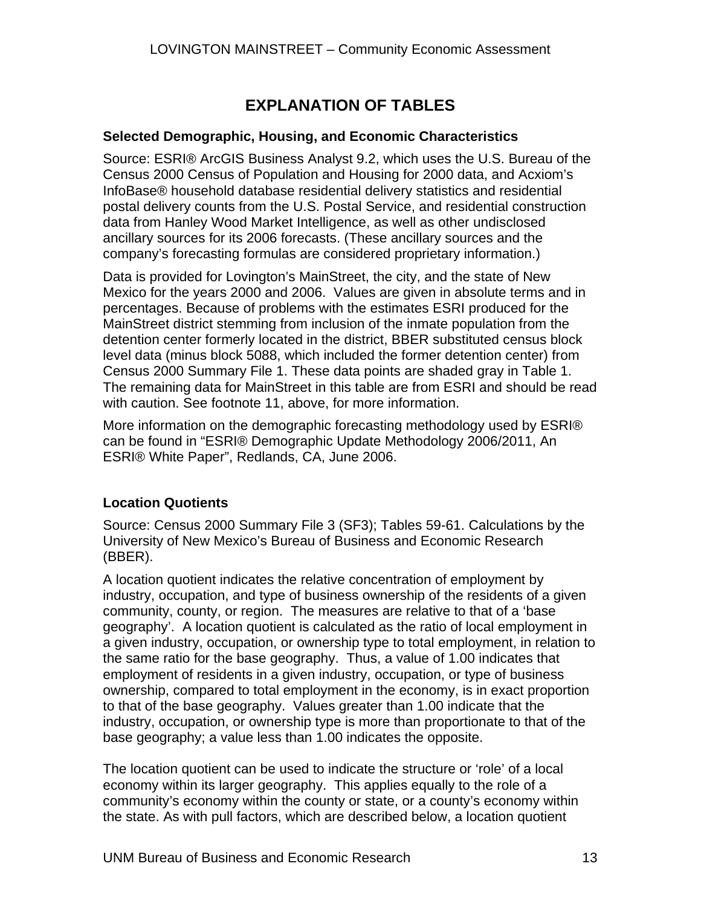# EXPLANATION OF TABLES

### Selected Demographic, Housing, and Economic Characteristics

Source: ESRI® ArcGIS Business Analyst 9.2, which uses the U.S. Bureau of the Census 2000 Census of Population and Housing for 2000 data, and Acxiom's InfoBase® household database residential delivery statistics and residential postal delivery counts from the U.S. Postal Service, and residential construction data from Hanley Wood Market Intelligence, as well as other undisclosed ancillary sources for its 2006 forecasts. (These ancillary sources and the company's forecasting formulas are considered proprietary information.)

Data is provided for Lovington's MainStreet, the city, and the state of New Mexico for the years 2000 and 2006. Values are given in absolute terms and in percentages. Because of problems with the estimates ESRI produced for the MainStreet district stemming from inclusion of the inmate population from the detention center formerly located in the district, BBER substituted census block level data (minus block 5088, which included the former detention center) from Census 2000 Summary File 1. These data points are shaded gray in Table 1. The remaining data for MainStreet in this table are from ESRI and should be read with caution. See footnote 11, above, for more information.

More information on the demographic forecasting methodology used by ESRI® can be found in "ESRI® Demographic Update Methodology 2006/2011, An ESRI® White Paper", Redlands, CA, June 2006.

### Location Quotients

Source: Census 2000 Summary File 3 (SF3); Tables 59-61. Calculations by the University of New Mexico's Bureau of Business and Economic Research (BBER).

A location quotient indicates the relative concentration of employment by industry, occupation, and type of business ownership of the residents of a given community, county, or region. The measures are relative to that of a 'base geography'. A location quotient is calculated as the ratio of local employment in a given industry, occupation, or ownership type to total employment, in relation to the same ratio for the base geography. Thus, a value of 1.00 indicates that employment of residents in a given industry, occupation, or type of business ownership, compared to total employment in the economy, is in exact proportion to that of the base geography. Values greater than 1.00 indicate that the industry, occupation, or ownership type is more than proportionate to that of the base geography; a value less than 1.00 indicates the opposite.

The location quotient can be used to indicate the structure or 'role' of a local economy within its larger geography. This applies equally to the role of a community's economy within the county or state, or a county's economy within the state. As with pull factors, which are described below, a location quotient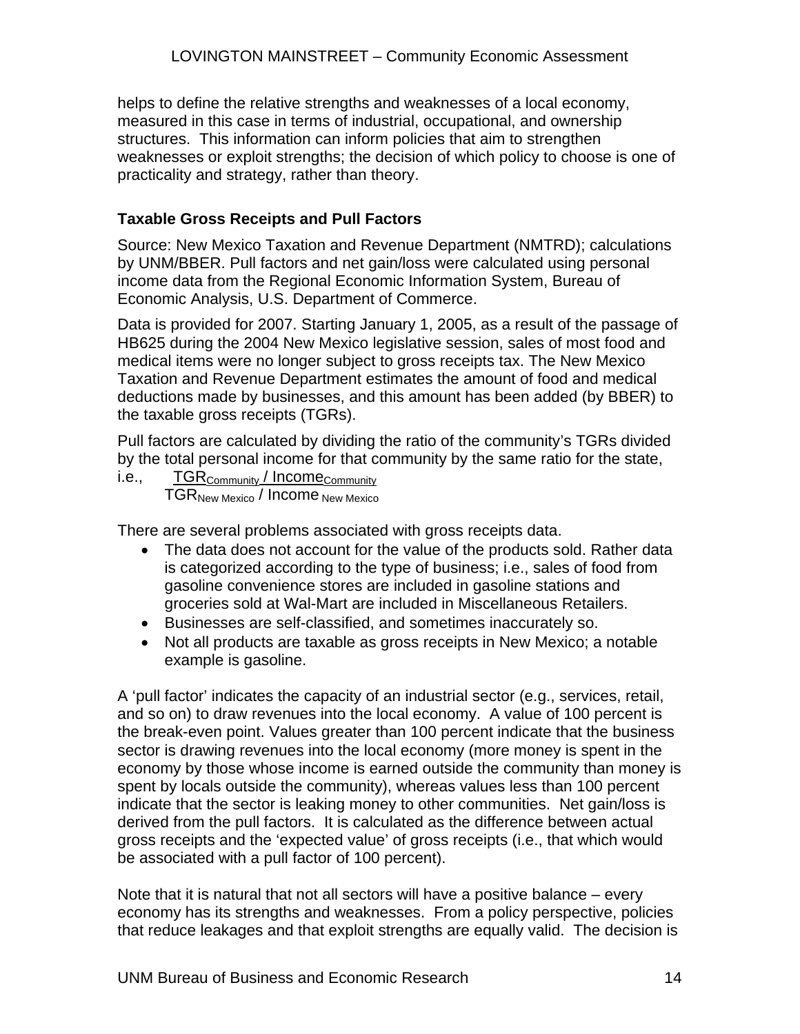helps to define the relative strengths and weaknesses of a local economy, measured in this case in terms of industrial, occupational, and ownership structures. This information can inform policies that aim to strengthen weaknesses or exploit strengths; the decision of which policy to choose is one of practicality and strategy, rather than theory.

### Taxable Gross Receipts and Pull Factors

Source: New Mexico Taxation and Revenue Department (NMTRD); calculations by UNM/BBER. Pull factors and net gain/loss were calculated using personal income data from the Regional Economic Information System, Bureau of Economic Analysis, U.S. Department of Commerce.

Data is provided for 2007. Starting January 1, 2005, as a result of the passage of HB625 during the 2004 New Mexico legislative session, sales of most food and medical items were no longer subject to gross receipts tax. The New Mexico Taxation and Revenue Department estimates the amount of food and medical deductions made by businesses, and this amount has been added (by BBER) to the taxable gross receipts (TGRs).

Pull factors are calculated by dividing the ratio of the community's TGRs divided by the total personal income for that community by the same ratio for the state, i.e.,

$$\frac{TGR_{Community} / Income_{Community}}{TGR_{New\ Mexico} / Income_{New\ Mexico}}$$

There are several problems associated with gross receipts data.

- The data does not account for the value of the products sold. Rather data is categorized according to the type of business; i.e., sales of food from gasoline convenience stores are included in gasoline stations and groceries sold at Wal-Mart are included in Miscellaneous Retailers.
- Businesses are self-classified, and sometimes inaccurately so.
- Not all products are taxable as gross receipts in New Mexico; a notable example is gasoline.

A 'pull factor' indicates the capacity of an industrial sector (e.g., services, retail, and so on) to draw revenues into the local economy. A value of 100 percent is the break-even point. Values greater than 100 percent indicate that the business sector is drawing revenues into the local economy (more money is spent in the economy by those whose income is earned outside the community than money is spent by locals outside the community), whereas values less than 100 percent indicate that the sector is leaking money to other communities. Net gain/loss is derived from the pull factors. It is calculated as the difference between actual gross receipts and the 'expected value' of gross receipts (i.e., that which would be associated with a pull factor of 100 percent).

Note that it is natural that not all sectors will have a positive balance – every economy has its strengths and weaknesses. From a policy perspective, policies that reduce leakages and that exploit strengths are equally valid. The decision is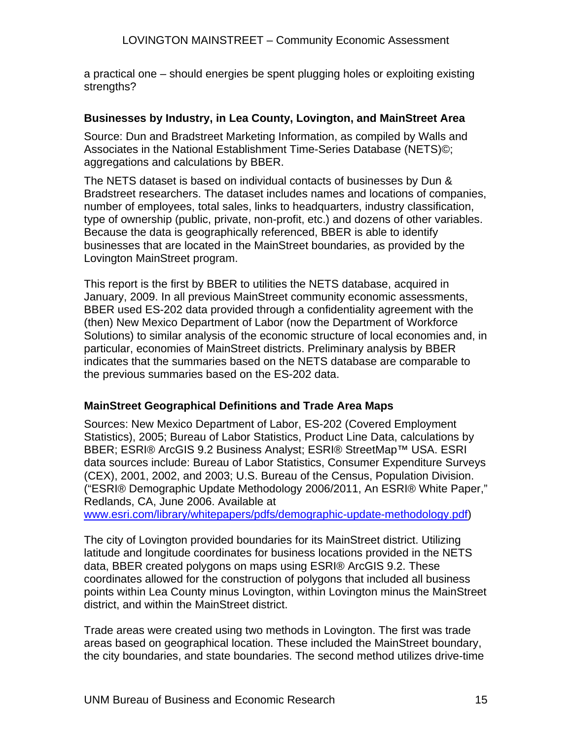a practical one – should energies be spent plugging holes or exploiting existing strengths?

### Businesses by Industry, in Lea County, Lovington, and MainStreet Area

Source: Dun and Bradstreet Marketing Information, as compiled by Walls and Associates in the National Establishment Time-Series Database (NETS)©; aggregations and calculations by BBER.

The NETS dataset is based on individual contacts of businesses by Dun & Bradstreet researchers. The dataset includes names and locations of companies, number of employees, total sales, links to headquarters, industry classification, type of ownership (public, private, non-profit, etc.) and dozens of other variables. Because the data is geographically referenced, BBER is able to identify businesses that are located in the MainStreet boundaries, as provided by the Lovington MainStreet program.

This report is the first by BBER to utilities the NETS database, acquired in January, 2009. In all previous MainStreet community economic assessments, BBER used ES-202 data provided through a confidentiality agreement with the (then) New Mexico Department of Labor (now the Department of Workforce Solutions) to similar analysis of the economic structure of local economies and, in particular, economies of MainStreet districts. Preliminary analysis by BBER indicates that the summaries based on the NETS database are comparable to the previous summaries based on the ES-202 data.

### MainStreet Geographical Definitions and Trade Area Maps

Sources: New Mexico Department of Labor, ES-202 (Covered Employment Statistics), 2005; Bureau of Labor Statistics, Product Line Data, calculations by BBER; ESRI® ArcGIS 9.2 Business Analyst; ESRI® StreetMap™ USA. ESRI data sources include: Bureau of Labor Statistics, Consumer Expenditure Surveys (CEX), 2001, 2002, and 2003; U.S. Bureau of the Census, Population Division. ("ESRI® Demographic Update Methodology 2006/2011, An ESRI® White Paper," Redlands, CA, June 2006. Available at [www.esri.com/library/whitepapers/pdfs/demographic-update-methodology.pdf](www.esri.com/library/whitepapers/pdfs/demographic-update-methodology.pdf))

The city of Lovington provided boundaries for its MainStreet district. Utilizing latitude and longitude coordinates for business locations provided in the NETS data, BBER created polygons on maps using ESRI® ArcGIS 9.2. These coordinates allowed for the construction of polygons that included all business points within Lea County minus Lovington, within Lovington minus the MainStreet district, and within the MainStreet district.

Trade areas were created using two methods in Lovington. The first was trade areas based on geographical location. These included the MainStreet boundary, the city boundaries, and state boundaries. The second method utilizes drive-time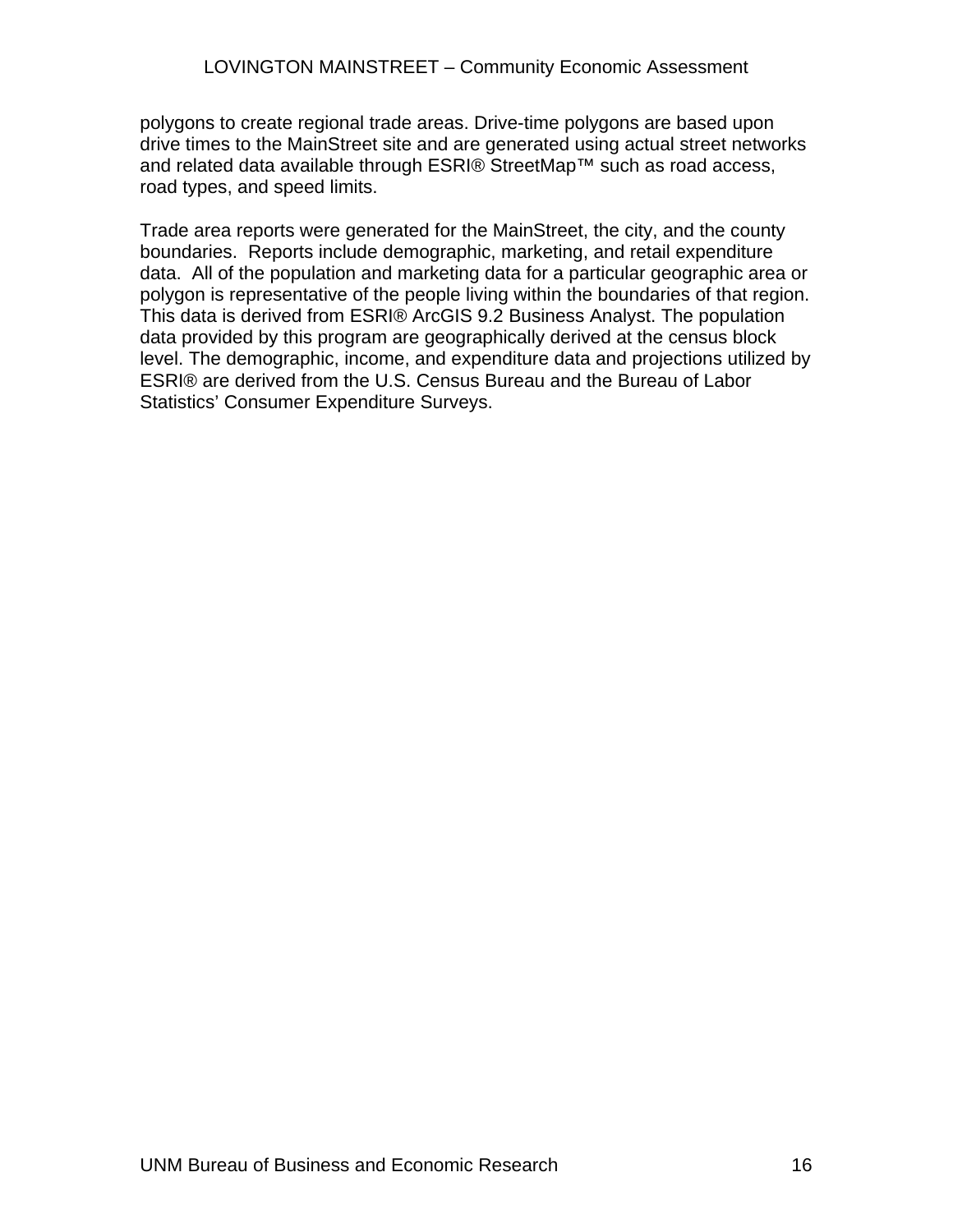polygons to create regional trade areas. Drive-time polygons are based upon drive times to the MainStreet site and are generated using actual street networks and related data available through ESRI® StreetMap™ such as road access, road types, and speed limits.

Trade area reports were generated for the MainStreet, the city, and the county boundaries. Reports include demographic, marketing, and retail expenditure data. All of the population and marketing data for a particular geographic area or polygon is representative of the people living within the boundaries of that region. This data is derived from ESRI® ArcGIS 9.2 Business Analyst. The population data provided by this program are geographically derived at the census block level. The demographic, income, and expenditure data and projections utilized by ESRI® are derived from the U.S. Census Bureau and the Bureau of Labor Statistics' Consumer Expenditure Surveys.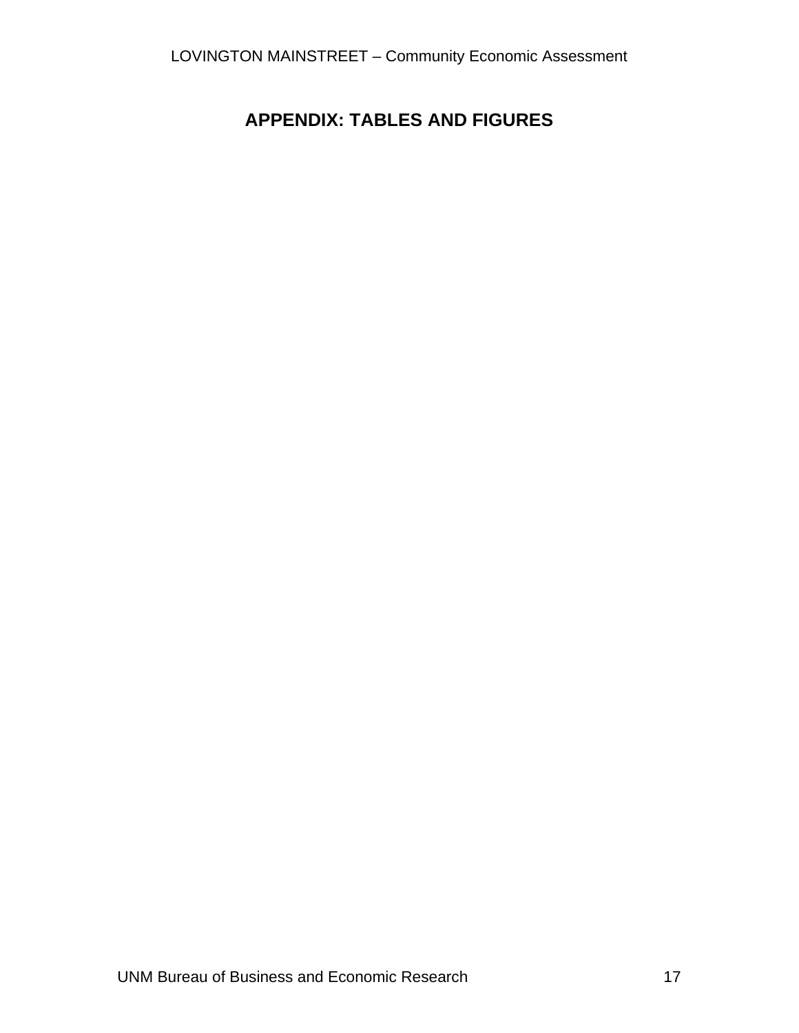# APPENDIX: TABLES AND FIGURES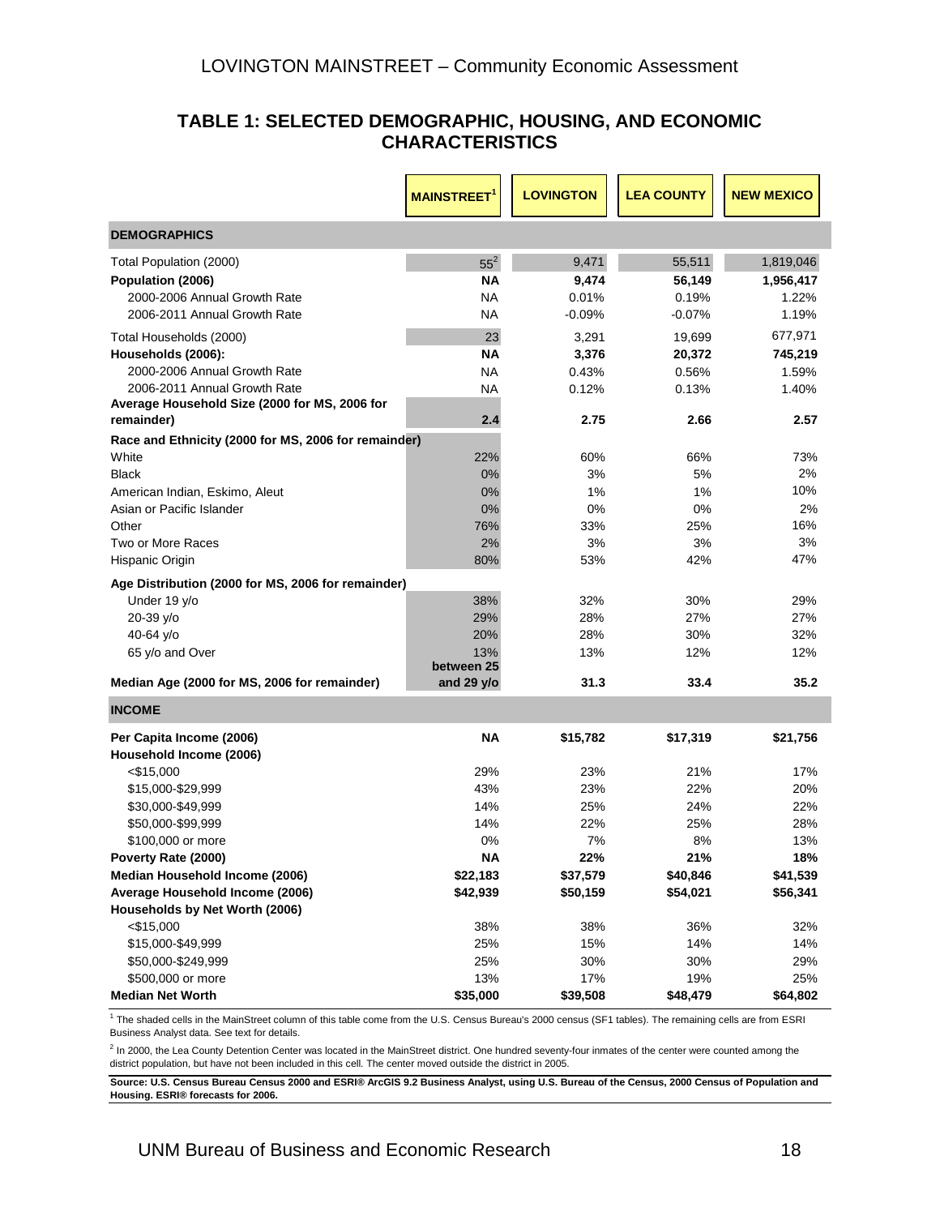### TABLE 1: SELECTED DEMOGRAPHIC, HOUSING, AND ECONOMIC CHARACTERISTICS

| | MAINSTREET[1] | LOVINGTON | LEA COUNTY | NEW MEXICO |
|---|---|---|---|---|
| **DEMOGRAPHICS** | | | | |
| Total Population (2000) | 55[2] | 9,471 | 55,511 | 1,819,046 |
| **Population (2006)** | **NA** | **9,474** | **56,149** | **1,956,417** |
| 2000-2006 Annual Growth Rate | NA | 0.01% | 0.19% | 1.22% |
| 2006-2011 Annual Growth Rate | NA | -0.09% | -0.07% | 1.19% |
| Total Households (2000) | 23 | 3,291 | 19,699 | 677,971 |
| **Households (2006):** | **NA** | **3,376** | **20,372** | **745,219** |
| 2000-2006 Annual Growth Rate | NA | 0.43% | 0.56% | 1.59% |
| 2006-2011 Annual Growth Rate | NA | 0.12% | 0.13% | 1.40% |
| **Average Household Size (2000 for MS, 2006 for remainder)** | **2.4** | **2.75** | **2.66** | **2.57** |
| **Race and Ethnicity (2000 for MS, 2006 for remainder)** | | | | |
| White | 22% | 60% | 66% | 73% |
| Black | 0% | 3% | 5% | 2% |
| American Indian, Eskimo, Aleut | 0% | 1% | 1% | 10% |
| Asian or Pacific Islander | 0% | 0% | 0% | 2% |
| Other | 76% | 33% | 25% | 16% |
| Two or More Races | 2% | 3% | 3% | 3% |
| Hispanic Origin | 80% | 53% | 42% | 47% |
| **Age Distribution (2000 for MS, 2006 for remainder)** | | | | |
| Under 19 y/o | 38% | 32% | 30% | 29% |
| 20-39 y/o | 29% | 28% | 27% | 27% |
| 40-64 y/o | 20% | 28% | 30% | 32% |
| 65 y/o and Over | 13% | 13% | 12% | 12% |
| **Median Age (2000 for MS, 2006 for remainder)** | **between 25 and 29 y/o** | **31.3** | **33.4** | **35.2** |
| **INCOME** | | | | |
| **Per Capita Income (2006)** | **NA** | **$15,782** | **$17,319** | **$21,756** |
| **Household Income (2006)** | | | | |
| <$15,000 | 29% | 23% | 21% | 17% |
| $15,000-$29,999 | 43% | 23% | 22% | 20% |
| $30,000-$49,999 | 14% | 25% | 24% | 22% |
| $50,000-$99,999 | 14% | 22% | 25% | 28% |
| $100,000 or more | 0% | 7% | 8% | 13% |
| **Poverty Rate (2000)** | **NA** | **22%** | **21%** | **18%** |
| **Median Household Income (2006)** | **$22,183** | **$37,579** | **$40,846** | **$41,539** |
| **Average Household Income (2006)** | **$42,939** | **$50,159** | **$54,021** | **$56,341** |
| **Households by Net Worth (2006)** | | | | |
| <$15,000 | 38% | 38% | 36% | 32% |
| $15,000-$49,999 | 25% | 15% | 14% | 14% |
| $50,000-$249,999 | 25% | 30% | 30% | 29% |
| $500,000 or more | 13% | 17% | 19% | 25% |
| **Median Net Worth** | **$35,000** | **$39,508** | **$48,479** | **$64,802** |

[1] The shaded cells in the MainStreet column of this table come from the U.S. Census Bureau's 2000 census (SF1 tables). The remaining cells are from ESRI Business Analyst data. See text for details.

[2] In 2000, the Lea County Detention Center was located in the MainStreet district. One hundred seventy-four inmates of the center were counted among the district population, but have not been included in this cell. The center moved outside the district in 2005.

**Source: U.S. Census Bureau Census 2000 and ESRI® ArcGIS 9.2 Business Analyst, using U.S. Bureau of the Census, 2000 Census of Population and Housing. ESRI® forecasts for 2006.**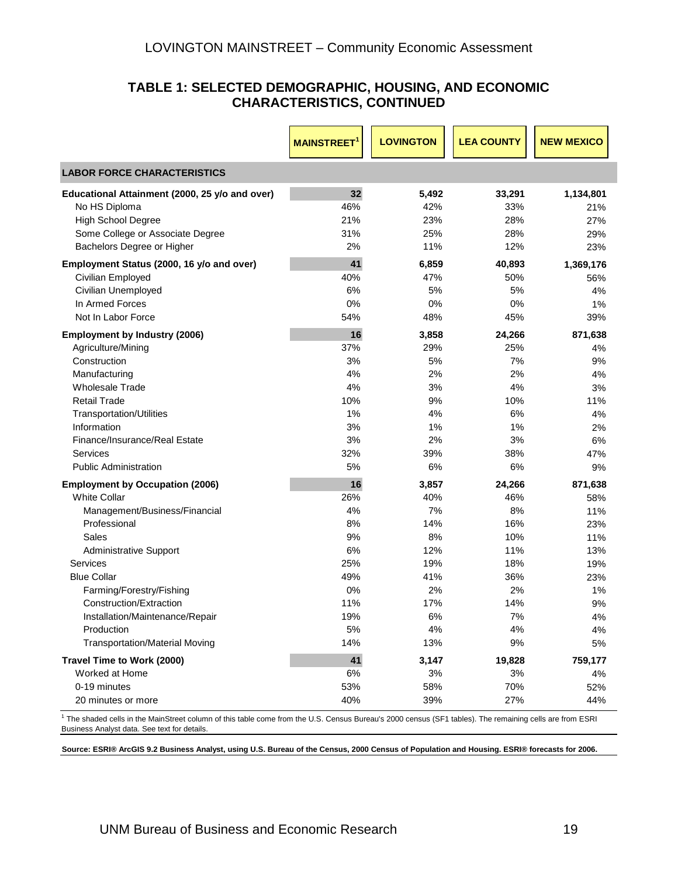## TABLE 1: SELECTED DEMOGRAPHIC, HOUSING, AND ECONOMIC CHARACTERISTICS, CONTINUED

| | MAINSTREET[1] | LOVINGTON | LEA COUNTY | NEW MEXICO |
|---|---|---|---|---|
| **LABOR FORCE CHARACTERISTICS** | | | | |
| **Educational Attainment (2000, 25 y/o and over)** | **32** | **5,492** | **33,291** | **1,134,801** |
| No HS Diploma | 46% | 42% | 33% | 21% |
| High School Degree | 21% | 23% | 28% | 27% |
| Some College or Associate Degree | 31% | 25% | 28% | 29% |
| Bachelors Degree or Higher | 2% | 11% | 12% | 23% |
| **Employment Status (2000, 16 y/o and over)** | **41** | **6,859** | **40,893** | **1,369,176** |
| Civilian Employed | 40% | 47% | 50% | 56% |
| Civilian Unemployed | 6% | 5% | 5% | 4% |
| In Armed Forces | 0% | 0% | 0% | 1% |
| Not In Labor Force | 54% | 48% | 45% | 39% |
| **Employment by Industry (2006)** | **16** | **3,858** | **24,266** | **871,638** |
| Agriculture/Mining | 37% | 29% | 25% | 4% |
| Construction | 3% | 5% | 7% | 9% |
| Manufacturing | 4% | 2% | 2% | 4% |
| Wholesale Trade | 4% | 3% | 4% | 3% |
| Retail Trade | 10% | 9% | 10% | 11% |
| Transportation/Utilities | 1% | 4% | 6% | 4% |
| Information | 3% | 1% | 1% | 2% |
| Finance/Insurance/Real Estate | 3% | 2% | 3% | 6% |
| Services | 32% | 39% | 38% | 47% |
| Public Administration | 5% | 6% | 6% | 9% |
| **Employment by Occupation (2006)** | **16** | **3,857** | **24,266** | **871,638** |
| White Collar | 26% | 40% | 46% | 58% |
| Management/Business/Financial | 4% | 7% | 8% | 11% |
| Professional | 8% | 14% | 16% | 23% |
| Sales | 9% | 8% | 10% | 11% |
| Administrative Support | 6% | 12% | 11% | 13% |
| Services | 25% | 19% | 18% | 19% |
| Blue Collar | 49% | 41% | 36% | 23% |
| Farming/Forestry/Fishing | 0% | 2% | 2% | 1% |
| Construction/Extraction | 11% | 17% | 14% | 9% |
| Installation/Maintenance/Repair | 19% | 6% | 7% | 4% |
| Production | 5% | 4% | 4% | 4% |
| Transportation/Material Moving | 14% | 13% | 9% | 5% |
| **Travel Time to Work (2000)** | **41** | **3,147** | **19,828** | **759,177** |
| Worked at Home | 6% | 3% | 3% | 4% |
| 0-19 minutes | 53% | 58% | 70% | 52% |
| 20 minutes or more | 40% | 39% | 27% | 44% |

[1] The shaded cells in the MainStreet column of this table come from the U.S. Census Bureau's 2000 census (SF1 tables). The remaining cells are from ESRI Business Analyst data. See text for details.

**Source: ESRI® ArcGIS 9.2 Business Analyst, using U.S. Bureau of the Census, 2000 Census of Population and Housing. ESRI® forecasts for 2006.**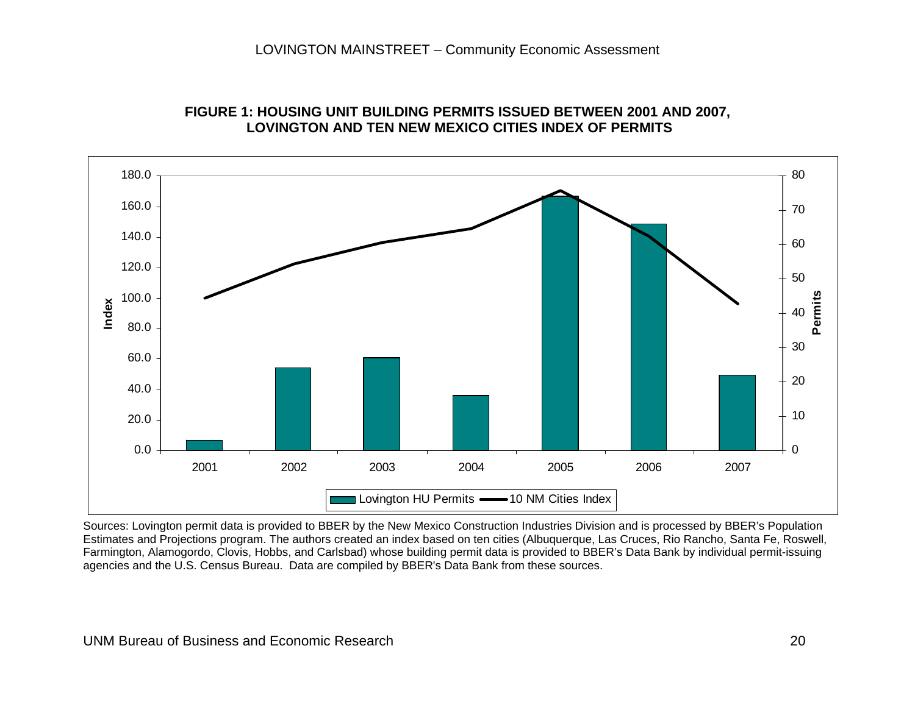**FIGURE 1: HOUSING UNIT BUILDING PERMITS ISSUED BETWEEN 2001 AND 2007, LOVINGTON AND TEN NEW MEXICO CITIES INDEX OF PERMITS**

Sources: Lovington permit data is provided to BBER by the New Mexico Construction Industries Division and is processed by BBER's Population Estimates and Projections program. The authors created an index based on ten cities (Albuquerque, Las Cruces, Rio Rancho, Santa Fe, Roswell, Farmington, Alamogordo, Clovis, Hobbs, and Carlsbad) whose building permit data is provided to BBER's Data Bank by individual permit-issuing agencies and the U.S. Census Bureau. Data are compiled by BBER's Data Bank from these sources.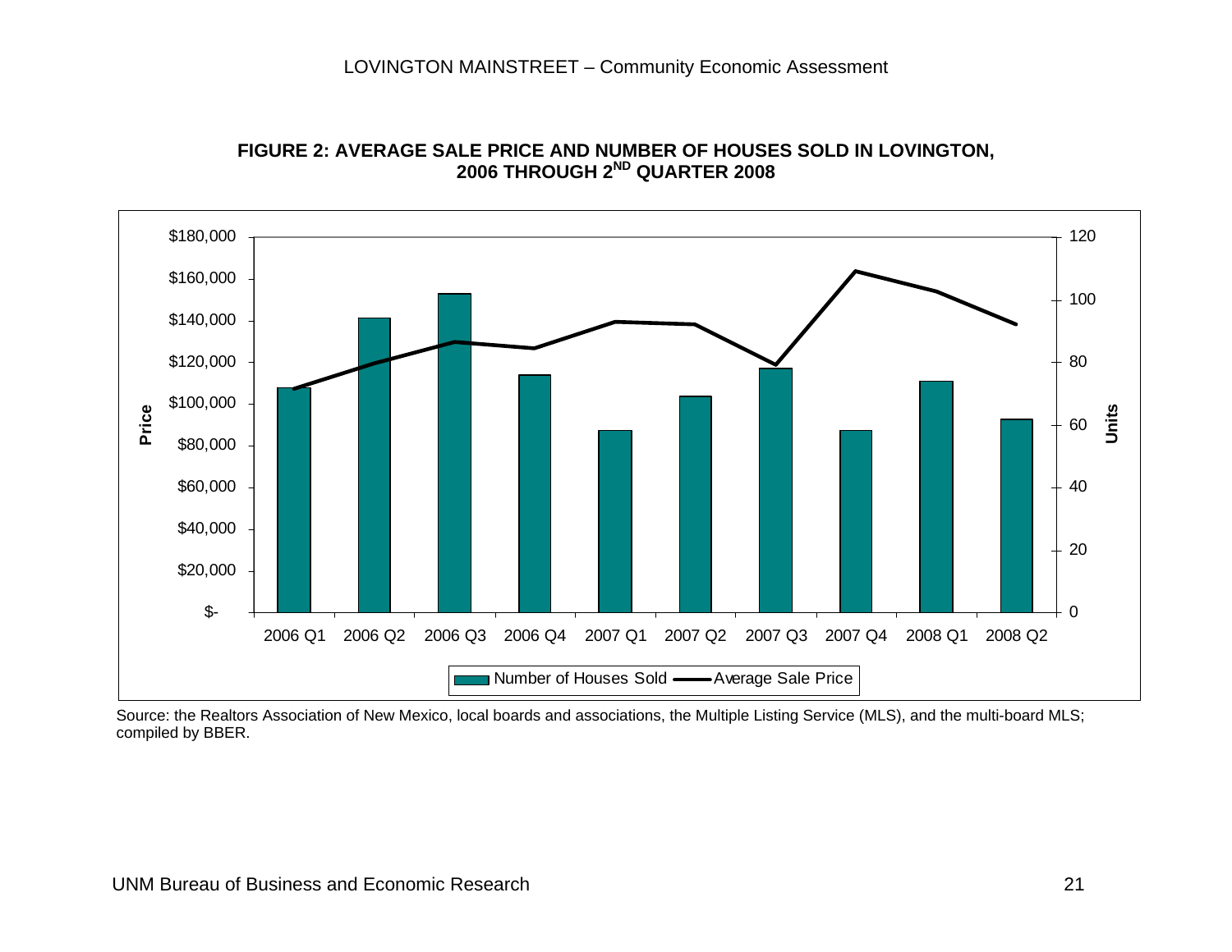**FIGURE 2: AVERAGE SALE PRICE AND NUMBER OF HOUSES SOLD IN LOVINGTON, 2006 THROUGH 2[ND] QUARTER 2008**

Source: the Realtors Association of New Mexico, local boards and associations, the Multiple Listing Service (MLS), and the multi-board MLS; compiled by BBER.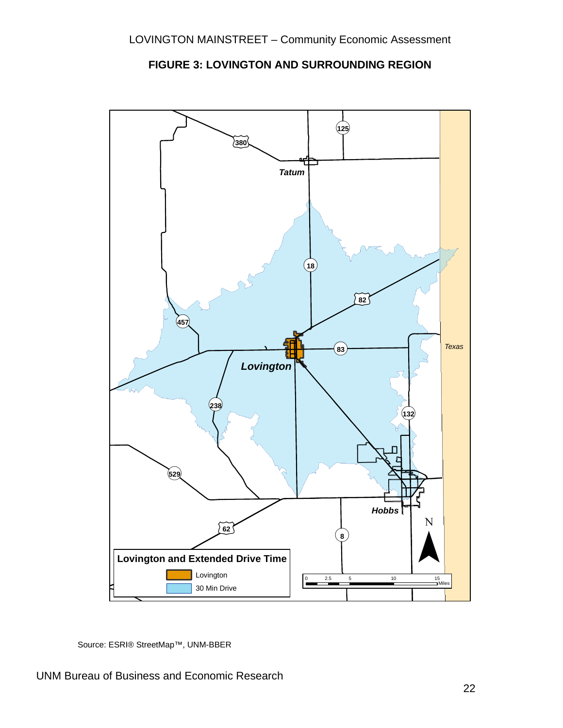**FIGURE 3: LOVINGTON AND SURROUNDING REGION**

Source: ESRI® StreetMap™, UNM-BBER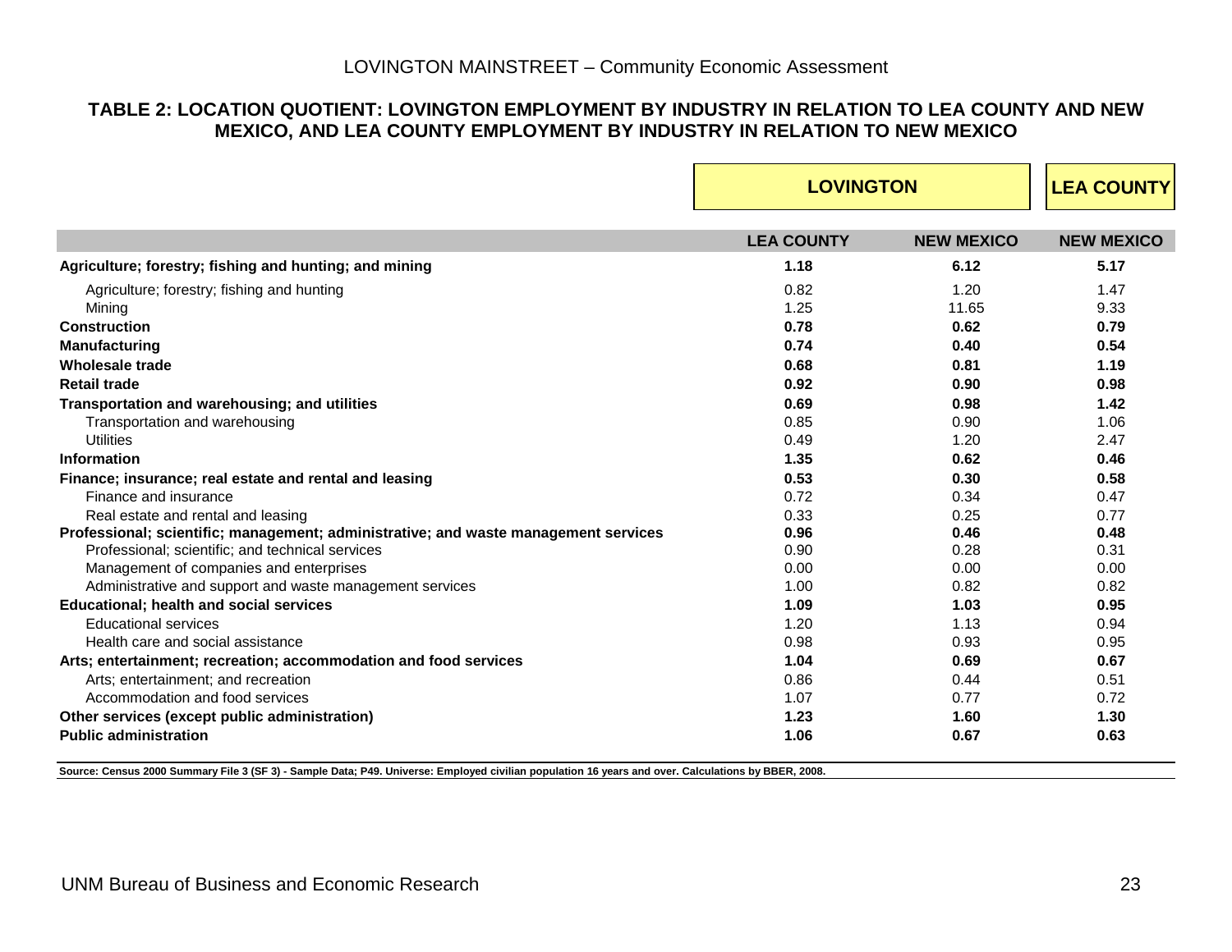## TABLE 2: LOCATION QUOTIENT: LOVINGTON EMPLOYMENT BY INDUSTRY IN RELATION TO LEA COUNTY AND NEW MEXICO, AND LEA COUNTY EMPLOYMENT BY INDUSTRY IN RELATION TO NEW MEXICO

| | **LOVINGTON** | | **LEA COUNTY** |
|---|---|---|---|
| | **LEA COUNTY** | **NEW MEXICO** | **NEW MEXICO** |
| **Agriculture; forestry; fishing and hunting; and mining** | **1.18** | **6.12** | **5.17** |
| Agriculture; forestry; fishing and hunting | 0.82 | 1.20 | 1.47 |
| Mining | 1.25 | 11.65 | 9.33 |
| **Construction** | **0.78** | **0.62** | **0.79** |
| **Manufacturing** | **0.74** | **0.40** | **0.54** |
| **Wholesale trade** | **0.68** | **0.81** | **1.19** |
| **Retail trade** | **0.92** | **0.90** | **0.98** |
| **Transportation and warehousing; and utilities** | **0.69** | **0.98** | **1.42** |
| Transportation and warehousing | 0.85 | 0.90 | 1.06 |
| Utilities | 0.49 | 1.20 | 2.47 |
| **Information** | **1.35** | **0.62** | **0.46** |
| **Finance; insurance; real estate and rental and leasing** | **0.53** | **0.30** | **0.58** |
| Finance and insurance | 0.72 | 0.34 | 0.47 |
| Real estate and rental and leasing | 0.33 | 0.25 | 0.77 |
| **Professional; scientific; management; administrative; and waste management services** | **0.96** | **0.46** | **0.48** |
| Professional; scientific; and technical services | 0.90 | 0.28 | 0.31 |
| Management of companies and enterprises | 0.00 | 0.00 | 0.00 |
| Administrative and support and waste management services | 1.00 | 0.82 | 0.82 |
| **Educational; health and social services** | **1.09** | **1.03** | **0.95** |
| Educational services | 1.20 | 1.13 | 0.94 |
| Health care and social assistance | 0.98 | 0.93 | 0.95 |
| **Arts; entertainment; recreation; accommodation and food services** | **1.04** | **0.69** | **0.67** |
| Arts; entertainment; and recreation | 0.86 | 0.44 | 0.51 |
| Accommodation and food services | 1.07 | 0.77 | 0.72 |
| **Other services (except public administration)** | **1.23** | **1.60** | **1.30** |
| **Public administration** | **1.06** | **0.67** | **0.63** |

**Source: Census 2000 Summary File 3 (SF 3) - Sample Data; P49. Universe: Employed civilian population 16 years and over. Calculations by BBER, 2008.**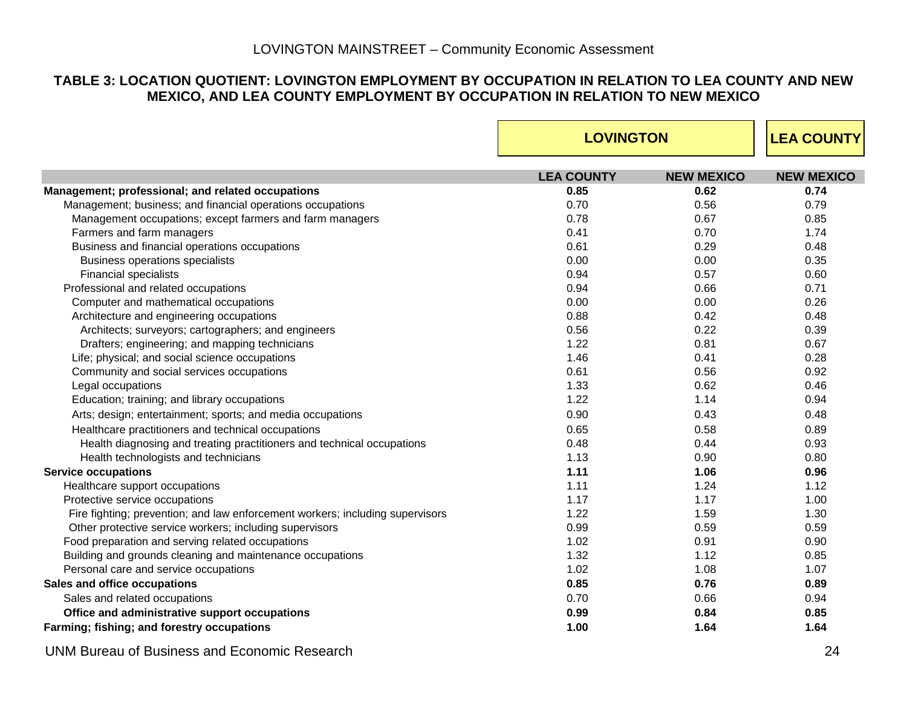### TABLE 3: LOCATION QUOTIENT: LOVINGTON EMPLOYMENT BY OCCUPATION IN RELATION TO LEA COUNTY AND NEW MEXICO, AND LEA COUNTY EMPLOYMENT BY OCCUPATION IN RELATION TO NEW MEXICO

| | LOVINGTON | | LEA COUNTY |
|---|---|---|---|
| | **LEA COUNTY** | **NEW MEXICO** | **NEW MEXICO** |
| **Management; professional; and related occupations** | **0.85** | **0.62** | **0.74** |
| Management; business; and financial operations occupations | 0.70 | 0.56 | 0.79 |
| Management occupations; except farmers and farm managers | 0.78 | 0.67 | 0.85 |
| Farmers and farm managers | 0.41 | 0.70 | 1.74 |
| Business and financial operations occupations | 0.61 | 0.29 | 0.48 |
| Business operations specialists | 0.00 | 0.00 | 0.35 |
| Financial specialists | 0.94 | 0.57 | 0.60 |
| Professional and related occupations | 0.94 | 0.66 | 0.71 |
| Computer and mathematical occupations | 0.00 | 0.00 | 0.26 |
| Architecture and engineering occupations | 0.88 | 0.42 | 0.48 |
| Architects; surveyors; cartographers; and engineers | 0.56 | 0.22 | 0.39 |
| Drafters; engineering; and mapping technicians | 1.22 | 0.81 | 0.67 |
| Life; physical; and social science occupations | 1.46 | 0.41 | 0.28 |
| Community and social services occupations | 0.61 | 0.56 | 0.92 |
| Legal occupations | 1.33 | 0.62 | 0.46 |
| Education; training; and library occupations | 1.22 | 1.14 | 0.94 |
| Arts; design; entertainment; sports; and media occupations | 0.90 | 0.43 | 0.48 |
| Healthcare practitioners and technical occupations | 0.65 | 0.58 | 0.89 |
| Health diagnosing and treating practitioners and technical occupations | 0.48 | 0.44 | 0.93 |
| Health technologists and technicians | 1.13 | 0.90 | 0.80 |
| **Service occupations** | **1.11** | **1.06** | **0.96** |
| Healthcare support occupations | 1.11 | 1.24 | 1.12 |
| Protective service occupations | 1.17 | 1.17 | 1.00 |
| Fire fighting; prevention; and law enforcement workers; including supervisors | 1.22 | 1.59 | 1.30 |
| Other protective service workers; including supervisors | 0.99 | 0.59 | 0.59 |
| Food preparation and serving related occupations | 1.02 | 0.91 | 0.90 |
| Building and grounds cleaning and maintenance occupations | 1.32 | 1.12 | 0.85 |
| Personal care and service occupations | 1.02 | 1.08 | 1.07 |
| **Sales and office occupations** | **0.85** | **0.76** | **0.89** |
| Sales and related occupations | 0.70 | 0.66 | 0.94 |
| **Office and administrative support occupations** | **0.99** | **0.84** | **0.85** |
| **Farming; fishing; and forestry occupations** | **1.00** | **1.64** | **1.64** |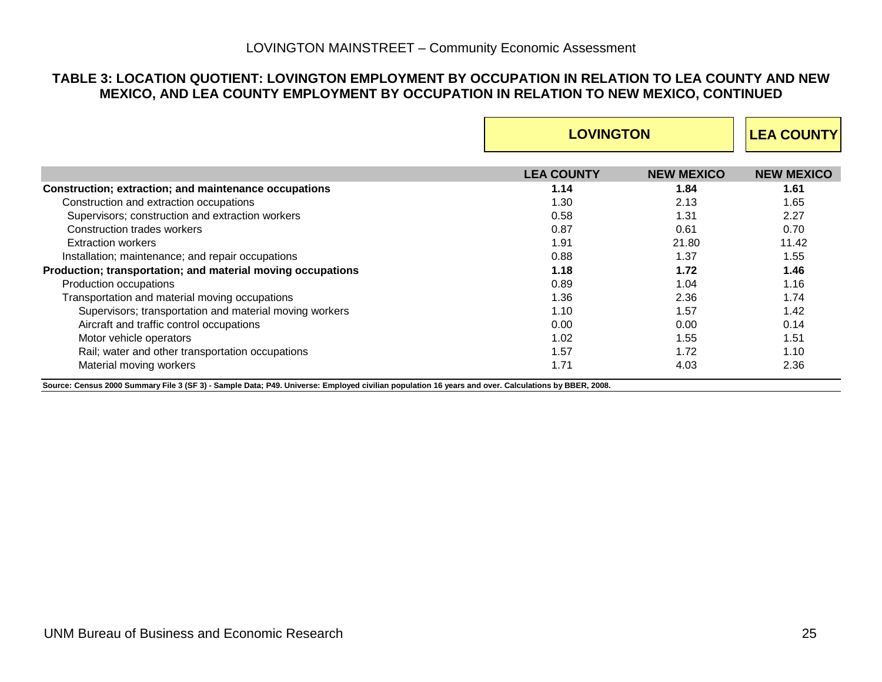## TABLE 3: LOCATION QUOTIENT: LOVINGTON EMPLOYMENT BY OCCUPATION IN RELATION TO LEA COUNTY AND NEW MEXICO, AND LEA COUNTY EMPLOYMENT BY OCCUPATION IN RELATION TO NEW MEXICO, CONTINUED

| | LOVINGTON | | LEA COUNTY |
|---|---|---|---|
| | LEA COUNTY | NEW MEXICO | NEW MEXICO |
| **Construction; extraction; and maintenance occupations** | **1.14** | **1.84** | **1.61** |
| Construction and extraction occupations | 1.30 | 2.13 | 1.65 |
| Supervisors; construction and extraction workers | 0.58 | 1.31 | 2.27 |
| Construction trades workers | 0.87 | 0.61 | 0.70 |
| Extraction workers | 1.91 | 21.80 | 11.42 |
| Installation; maintenance; and repair occupations | 0.88 | 1.37 | 1.55 |
| **Production; transportation; and material moving occupations** | **1.18** | **1.72** | **1.46** |
| Production occupations | 0.89 | 1.04 | 1.16 |
| Transportation and material moving occupations | 1.36 | 2.36 | 1.74 |
| Supervisors; transportation and material moving workers | 1.10 | 1.57 | 1.42 |
| Aircraft and traffic control occupations | 0.00 | 0.00 | 0.14 |
| Motor vehicle operators | 1.02 | 1.55 | 1.51 |
| Rail; water and other transportation occupations | 1.57 | 1.72 | 1.10 |
| Material moving workers | 1.71 | 4.03 | 2.36 |

**Source: Census 2000 Summary File 3 (SF 3) - Sample Data; P49. Universe: Employed civilian population 16 years and over. Calculations by BBER, 2008.**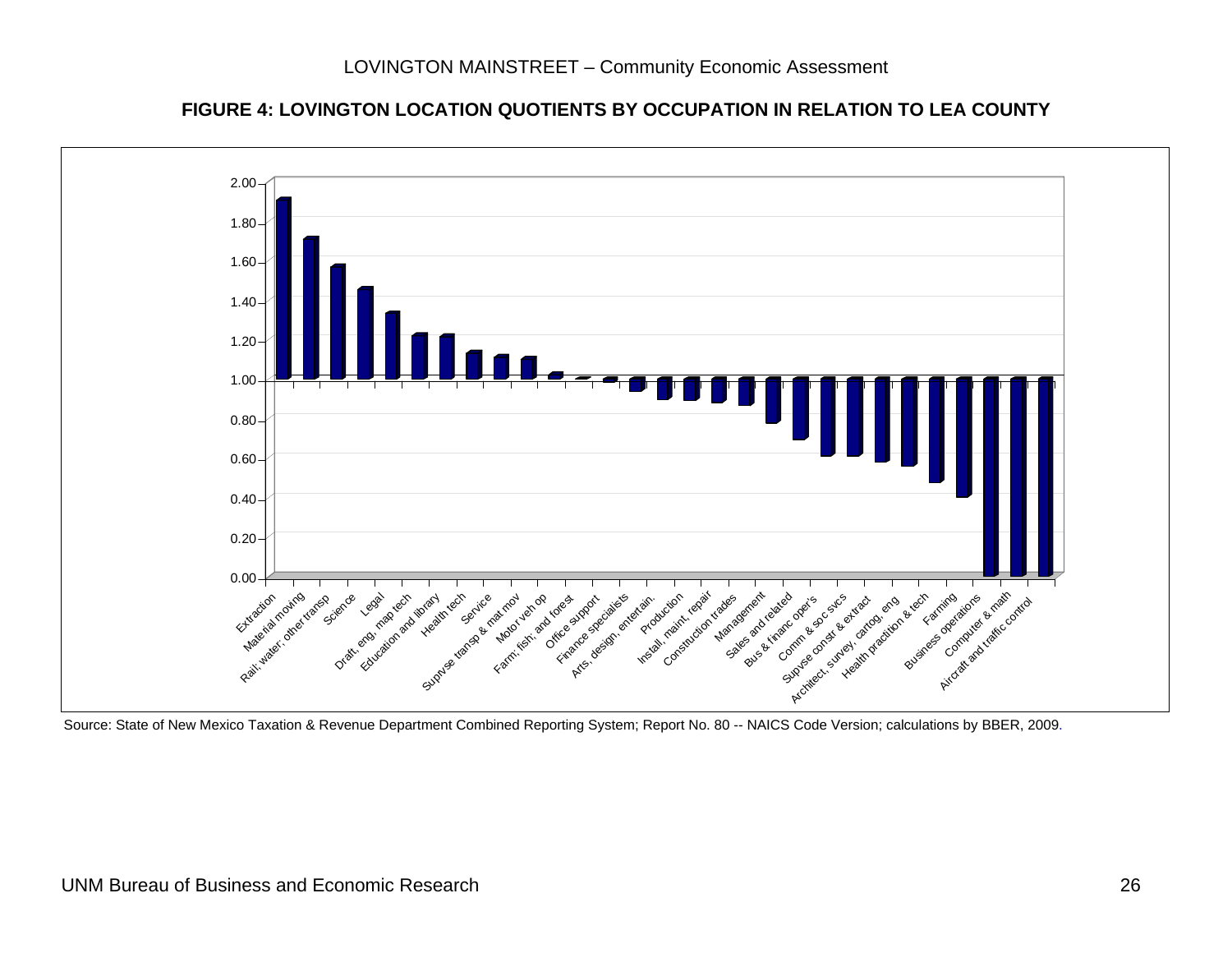## FIGURE 4: LOVINGTON LOCATION QUOTIENTS BY OCCUPATION IN RELATION TO LEA COUNTY

Source: State of New Mexico Taxation & Revenue Department Combined Reporting System; Report No. 80 -- NAICS Code Version; calculations by BBER, 2009.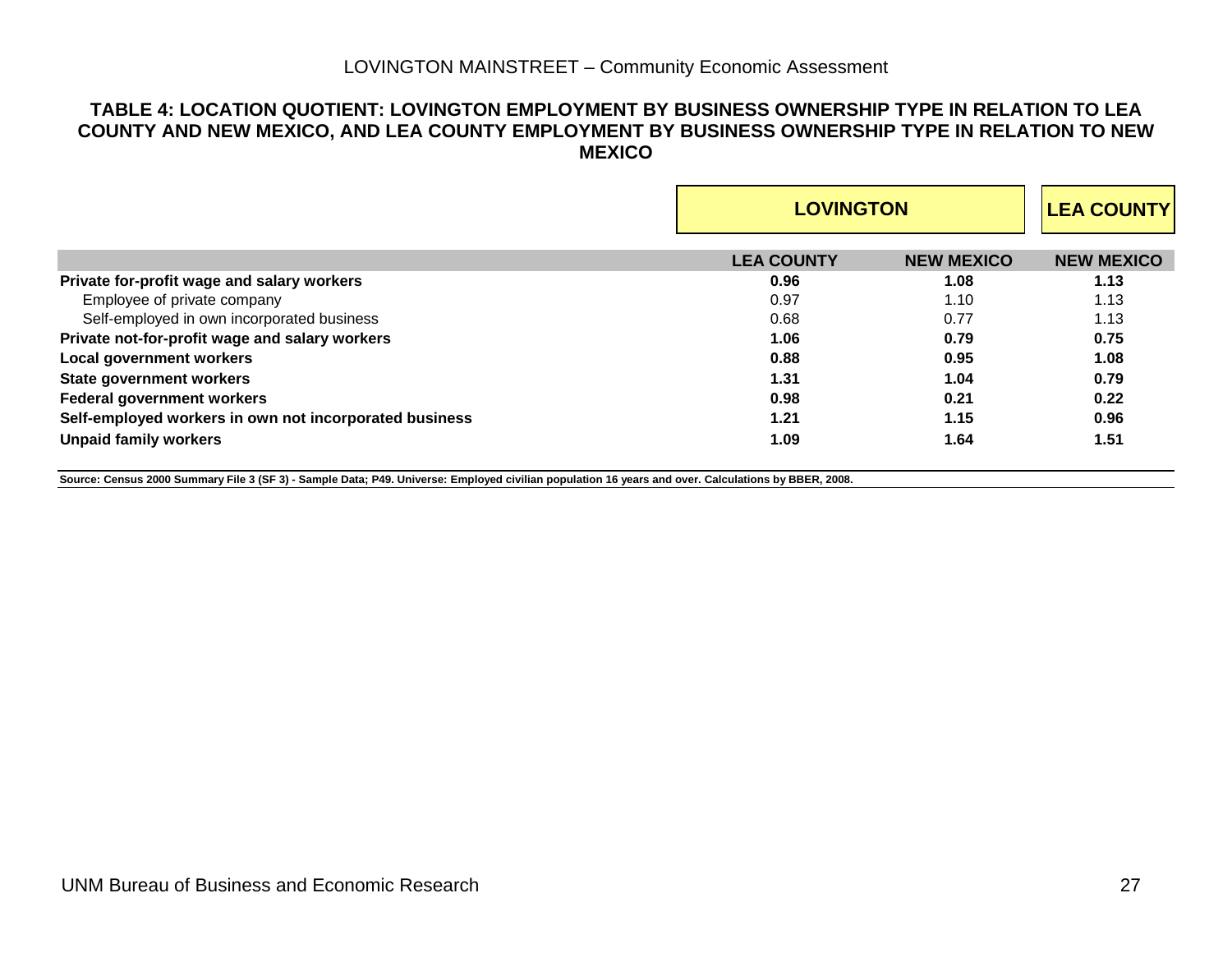**TABLE 4: LOCATION QUOTIENT: LOVINGTON EMPLOYMENT BY BUSINESS OWNERSHIP TYPE IN RELATION TO LEA COUNTY AND NEW MEXICO, AND LEA COUNTY EMPLOYMENT BY BUSINESS OWNERSHIP TYPE IN RELATION TO NEW MEXICO**

| | LOVINGTON | | LEA COUNTY |
|---|---|---|---|
| | **LEA COUNTY** | **NEW MEXICO** | **NEW MEXICO** |
| **Private for-profit wage and salary workers** | **0.96** | **1.08** | **1.13** |
| Employee of private company | 0.97 | 1.10 | 1.13 |
| Self-employed in own incorporated business | 0.68 | 0.77 | 1.13 |
| **Private not-for-profit wage and salary workers** | **1.06** | **0.79** | **0.75** |
| **Local government workers** | **0.88** | **0.95** | **1.08** |
| **State government workers** | **1.31** | **1.04** | **0.79** |
| **Federal government workers** | **0.98** | **0.21** | **0.22** |
| **Self-employed workers in own not incorporated business** | **1.21** | **1.15** | **0.96** |
| **Unpaid family workers** | **1.09** | **1.64** | **1.51** |

**Source: Census 2000 Summary File 3 (SF 3) - Sample Data; P49. Universe: Employed civilian population 16 years and over. Calculations by BBER, 2008.**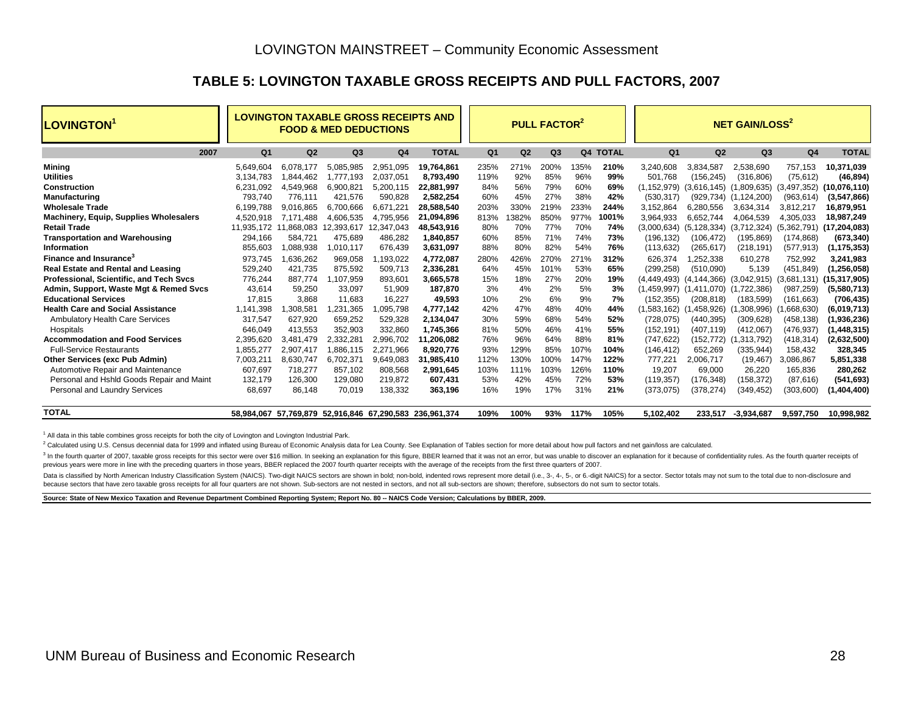LOVINGTON MAINSTREET – Community Economic Assessment

## TABLE 5: LOVINGTON TAXABLE GROSS RECEIPTS AND PULL FACTORS, 2007

| LOVINGTON[1] | LOVINGTON TAXABLE GROSS RECEIPTS AND FOOD & MED DEDUCTIONS | | | | | PULL FACTOR[2] | | | | | NET GAIN/LOSS[2] | | | | |
|---|---|---|---|---|---|---|---|---|---|---|---|---|---|---|---|
| 2007 | Q1 | Q2 | Q3 | Q4 | TOTAL | Q1 | Q2 | Q3 | Q4 | TOTAL | Q1 | Q2 | Q3 | Q4 | TOTAL |
| **Mining** | 5,649,604 | 6,078,177 | 5,085,985 | 2,951,095 | **19,764,861** | 235% | 271% | 200% | 135% | **210%** | 3,240,608 | 3,834,587 | 2,538,690 | 757,153 | **10,371,039** |
| **Utilities** | 3,134,783 | 1,844,462 | 1,777,193 | 2,037,051 | **8,793,490** | 119% | 92% | 85% | 96% | **99%** | 501,768 | (156,245) | (316,806) | (75,612) | **(46,894)** |
| **Construction** | 6,231,092 | 4,549,968 | 6,900,821 | 5,200,115 | **22,881,997** | 84% | 56% | 79% | 60% | **69%** | (1,152,979) | (3,616,145) | (1,809,635) | (3,497,352) | **(10,076,110)** |
| **Manufacturing** | 793,740 | 776,111 | 421,576 | 590,828 | **2,582,254** | 60% | 45% | 27% | 38% | **42%** | (530,317) | (929,734) | (1,124,200) | (963,614) | **(3,547,866)** |
| **Wholesale Trade** | 6,199,788 | 9,016,865 | 6,700,666 | 6,671,221 | **28,588,540** | 203% | 330% | 219% | 233% | **244%** | 3,152,864 | 6,280,556 | 3,634,314 | 3,812,217 | **16,879,951** |
| **Machinery, Equip, Supplies Wholesalers** | 4,520,918 | 7,171,488 | 4,606,535 | 4,795,956 | **21,094,896** | 813% | 1382% | 850% | 977% | **1001%** | 3,964,933 | 6,652,744 | 4,064,539 | 4,305,033 | **18,987,249** |
| **Retail Trade** | 11,935,172 | 11,868,083 | 12,393,617 | 12,347,043 | **48,543,916** | 80% | 70% | 77% | 70% | **74%** | (3,000,634) | (5,128,334) | (3,712,324) | (5,362,791) | **(17,204,083)** |
| **Transportation and Warehousing** | 294,166 | 584,721 | 475,689 | 486,282 | **1,840,857** | 60% | 85% | 71% | 74% | **73%** | (196,132) | (106,472) | (195,869) | (174,868) | **(673,340)** |
| **Information** | 855,603 | 1,088,938 | 1,010,117 | 676,439 | **3,631,097** | 88% | 80% | 82% | 54% | **76%** | (113,632) | (265,617) | (218,191) | (577,913) | **(1,175,353)** |
| **Finance and Insurance[3]** | 973,745 | 1,636,262 | 969,058 | 1,193,022 | **4,772,087** | 280% | 426% | 270% | 271% | **312%** | 626,374 | 1,252,338 | 610,278 | 752,992 | **3,241,983** |
| **Real Estate and Rental and Leasing** | 529,240 | 421,735 | 875,592 | 509,713 | **2,336,281** | 64% | 45% | 101% | 53% | **65%** | (299,258) | (510,090) | 5,139 | (451,849) | **(1,256,058)** |
| **Professional, Scientific, and Tech Svcs** | 776,244 | 887,774 | 1,107,959 | 893,601 | **3,665,578** | 15% | 18% | 27% | 20% | **19%** | (4,449,493) | (4,144,366) | (3,042,915) | (3,681,131) | **(15,317,905)** |
| **Admin, Support, Waste Mgt & Remed Svcs** | 43,614 | 59,250 | 33,097 | 51,909 | **187,870** | 3% | 4% | 2% | 5% | **3%** | (1,459,997) | (1,411,070) | (1,722,386) | (987,259) | **(5,580,713)** |
| **Educational Services** | 17,815 | 3,868 | 11,683 | 16,227 | **49,593** | 10% | 2% | 6% | 9% | **7%** | (152,355) | (208,818) | (183,599) | (161,663) | **(706,435)** |
| **Health Care and Social Assistance** | 1,141,398 | 1,308,581 | 1,231,365 | 1,095,798 | **4,777,142** | 42% | 47% | 48% | 40% | **44%** | (1,583,162) | (1,458,926) | (1,308,996) | (1,668,630) | **(6,019,713)** |
| Ambulatory Health Care Services | 317,547 | 627,920 | 659,252 | 529,328 | **2,134,047** | 30% | 59% | 68% | 54% | **52%** | (728,075) | (440,395) | (309,628) | (458,138) | **(1,936,236)** |
| Hospitals | 646,049 | 413,553 | 352,903 | 332,860 | **1,745,366** | 81% | 50% | 46% | 41% | **55%** | (152,191) | (407,119) | (412,067) | (476,937) | **(1,448,315)** |
| **Accommodation and Food Services** | 2,395,620 | 3,481,479 | 2,332,281 | 2,996,702 | **11,206,082** | 76% | 96% | 64% | 88% | **81%** | (747,622) | (152,772) | (1,313,792) | (418,314) | **(2,632,500)** |
| Full-Service Restaurants | 1,855,277 | 2,907,417 | 1,886,115 | 2,271,966 | **8,920,776** | 93% | 129% | 85% | 107% | **104%** | (146,412) | 652,269 | (335,944) | 158,432 | **328,345** |
| **Other Services (exc Pub Admin)** | 7,003,211 | 8,630,747 | 6,702,371 | 9,649,083 | **31,985,410** | 112% | 130% | 100% | 147% | **122%** | 777,221 | 2,006,717 | (19,467) | 3,086,867 | **5,851,338** |
| Automotive Repair and Maintenance | 607,697 | 718,277 | 857,102 | 808,568 | **2,991,645** | 103% | 111% | 103% | 126% | **110%** | 19,207 | 69,000 | 26,220 | 165,836 | **280,262** |
| Personal and Hshld Goods Repair and Maint | 132,179 | 126,300 | 129,080 | 219,872 | **607,431** | 53% | 42% | 45% | 72% | **53%** | (119,357) | (176,348) | (158,372) | (87,616) | **(541,693)** |
| Personal and Laundry Services | 68,697 | 86,148 | 70,019 | 138,332 | **363,196** | 16% | 19% | 17% | 31% | **21%** | (373,075) | (378,274) | (349,452) | (303,600) | **(1,404,400)** |
| **TOTAL** | **58,984,067** | **57,769,879** | **52,916,846** | **67,290,583** | **236,961,374** | **109%** | **100%** | **93%** | **117%** | **105%** | **5,102,402** | **233,517** | **-3,934,687** | **9,597,750** | **10,998,982** |

[1] All data in this table combines gross receipts for both the city of Lovington and Lovington Industrial Park.

[2] Calculated using U.S. Census decennial data for 1999 and inflated using Bureau of Economic Analysis data for Lea County. See Explanation of Tables section for more detail about how pull factors and net gain/loss are calculated.

[3] In the fourth quarter of 2007, taxable gross receipts for this sector were over $16 million. In seeking an explanation for this figure, BBER learned that it was not an error, but was unable to discover an explanation for it because of confidentiality rules. As the fourth quarter receipts of previous years were more in line with the preceding quarters in those years, BBER replaced the 2007 fourth quarter receipts with the average of the receipts from the first three quarters of 2007.

Data is classified by North American Industry Classification System (NAICS). Two-digit NAICS sectors are shown in bold; non-bold, indented rows represent more detail (i.e., 3-, 4-, 5-, or 6.-digit NAICS) for a sector. Sector totals may not sum to the total due to non-disclosure and because sectors that have zero taxable gross receipts for all four quarters are not shown. Sub-sectors are not nested in sectors, and not all sub-sectors are shown; therefore, subsectors do not sum to sector totals.

**Source: State of New Mexico Taxation and Revenue Department Combined Reporting System; Report No. 80 -- NAICS Code Version; Calculations by BBER, 2009.**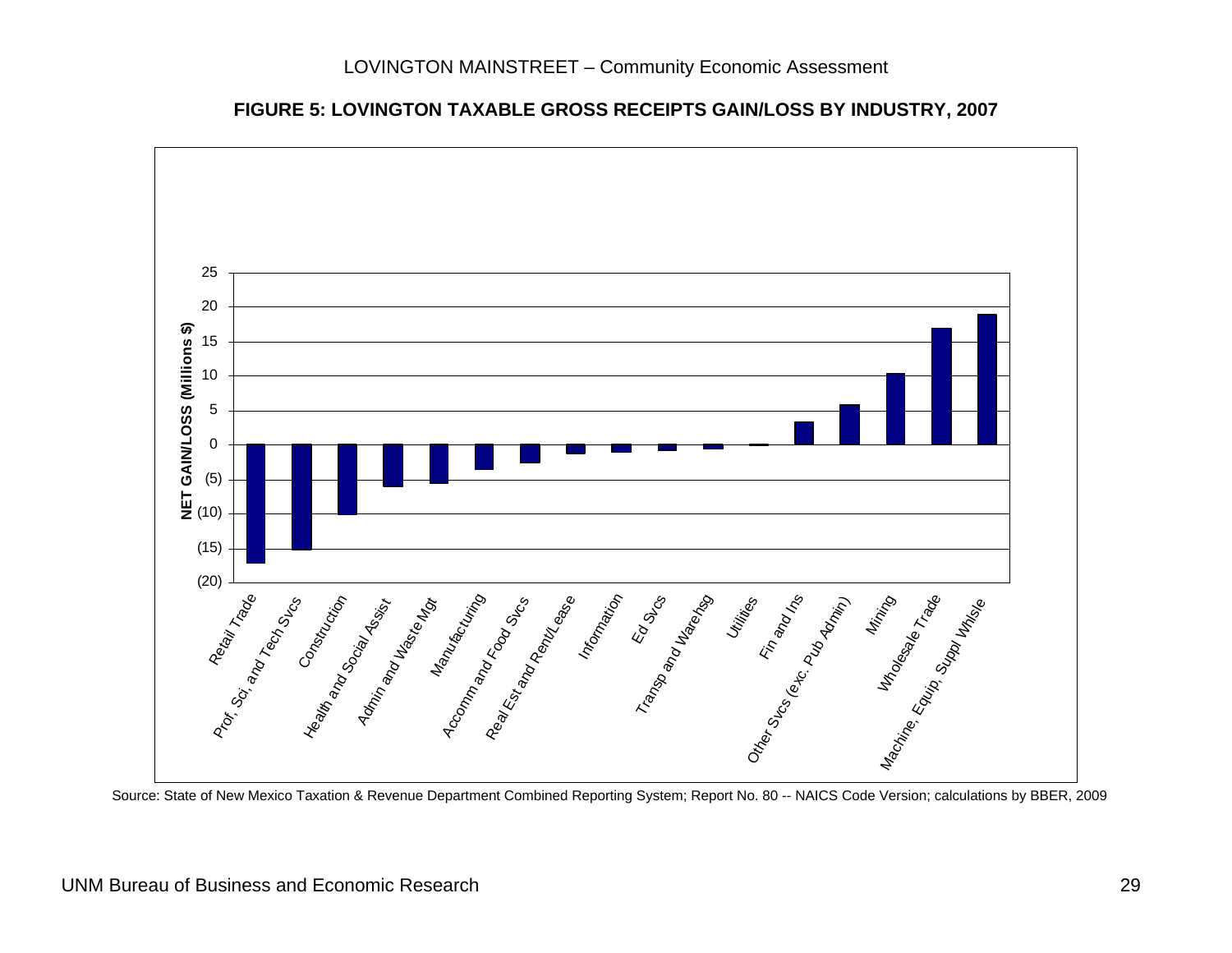**FIGURE 5: LOVINGTON TAXABLE GROSS RECEIPTS GAIN/LOSS BY INDUSTRY, 2007**

Source: State of New Mexico Taxation & Revenue Department Combined Reporting System; Report No. 80 -- NAICS Code Version; calculations by BBER, 2009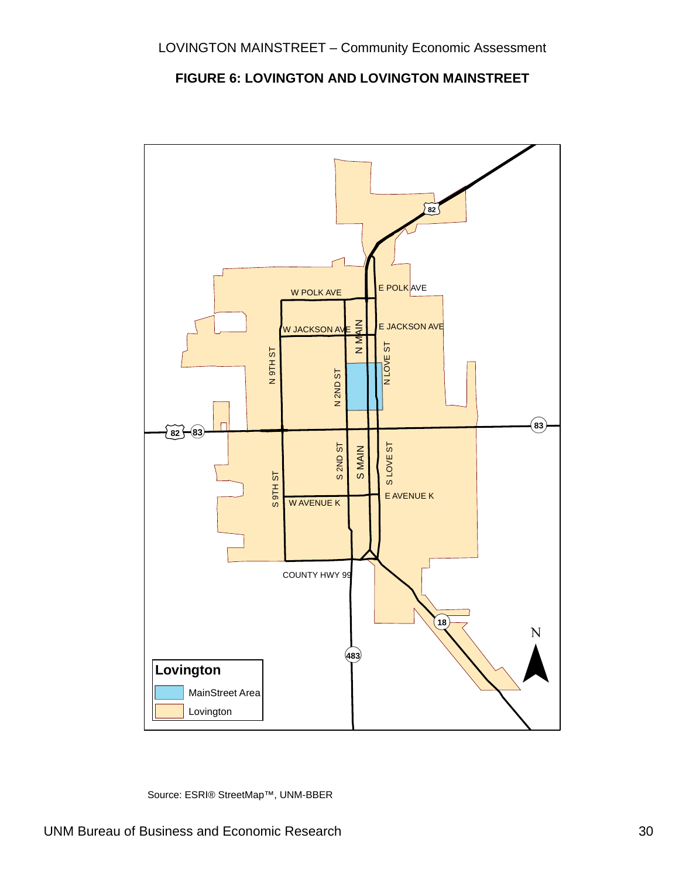**FIGURE 6: LOVINGTON AND LOVINGTON MAINSTREET**

Source: ESRI® StreetMap™, UNM-BBER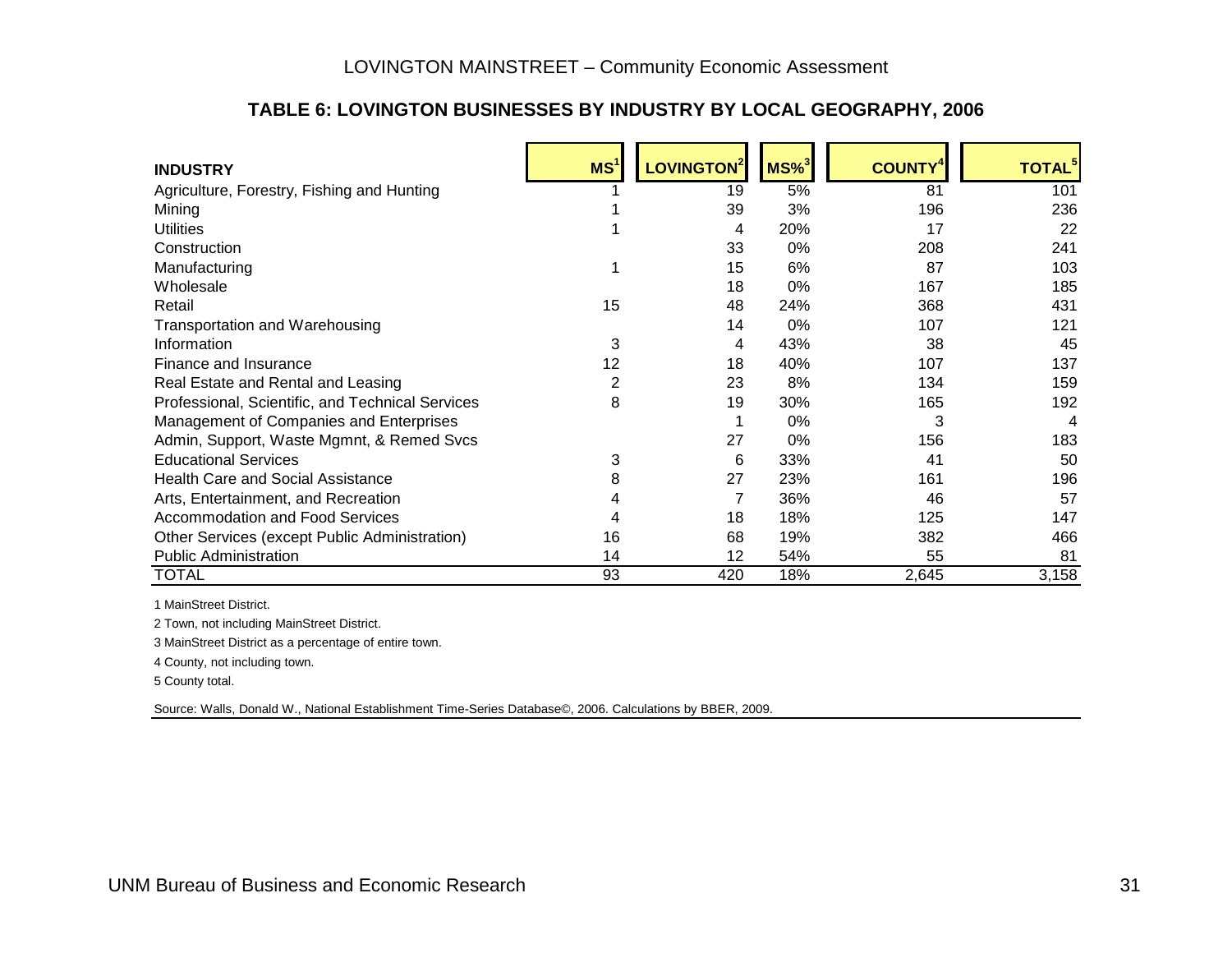### TABLE 6: LOVINGTON BUSINESSES BY INDUSTRY BY LOCAL GEOGRAPHY, 2006

| INDUSTRY | MS[1] | LOVINGTON[2] | MS%[3] | COUNTY[4] | TOTAL[5] |
|---|---|---|---|---|---|
| Agriculture, Forestry, Fishing and Hunting | 1 | 19 | 5% | 81 | 101 |
| Mining | 1 | 39 | 3% | 196 | 236 |
| Utilities | 1 | 4 | 20% | 17 | 22 |
| Construction | | 33 | 0% | 208 | 241 |
| Manufacturing | 1 | 15 | 6% | 87 | 103 |
| Wholesale | | 18 | 0% | 167 | 185 |
| Retail | 15 | 48 | 24% | 368 | 431 |
| Transportation and Warehousing | | 14 | 0% | 107 | 121 |
| Information | 3 | 4 | 43% | 38 | 45 |
| Finance and Insurance | 12 | 18 | 40% | 107 | 137 |
| Real Estate and Rental and Leasing | 2 | 23 | 8% | 134 | 159 |
| Professional, Scientific, and Technical Services | 8 | 19 | 30% | 165 | 192 |
| Management of Companies and Enterprises | | 1 | 0% | 3 | 4 |
| Admin, Support, Waste Mgmnt, & Remed Svcs | | 27 | 0% | 156 | 183 |
| Educational Services | 3 | 6 | 33% | 41 | 50 |
| Health Care and Social Assistance | 8 | 27 | 23% | 161 | 196 |
| Arts, Entertainment, and Recreation | 4 | 7 | 36% | 46 | 57 |
| Accommodation and Food Services | 4 | 18 | 18% | 125 | 147 |
| Other Services (except Public Administration) | 16 | 68 | 19% | 382 | 466 |
| Public Administration | 14 | 12 | 54% | 55 | 81 |
| TOTAL | 93 | 420 | 18% | 2,645 | 3,158 |

1 MainStreet District.

2 Town, not including MainStreet District.

3 MainStreet District as a percentage of entire town.

4 County, not including town.

5 County total.

Source: Walls, Donald W., National Establishment Time-Series Database©, 2006. Calculations by BBER, 2009.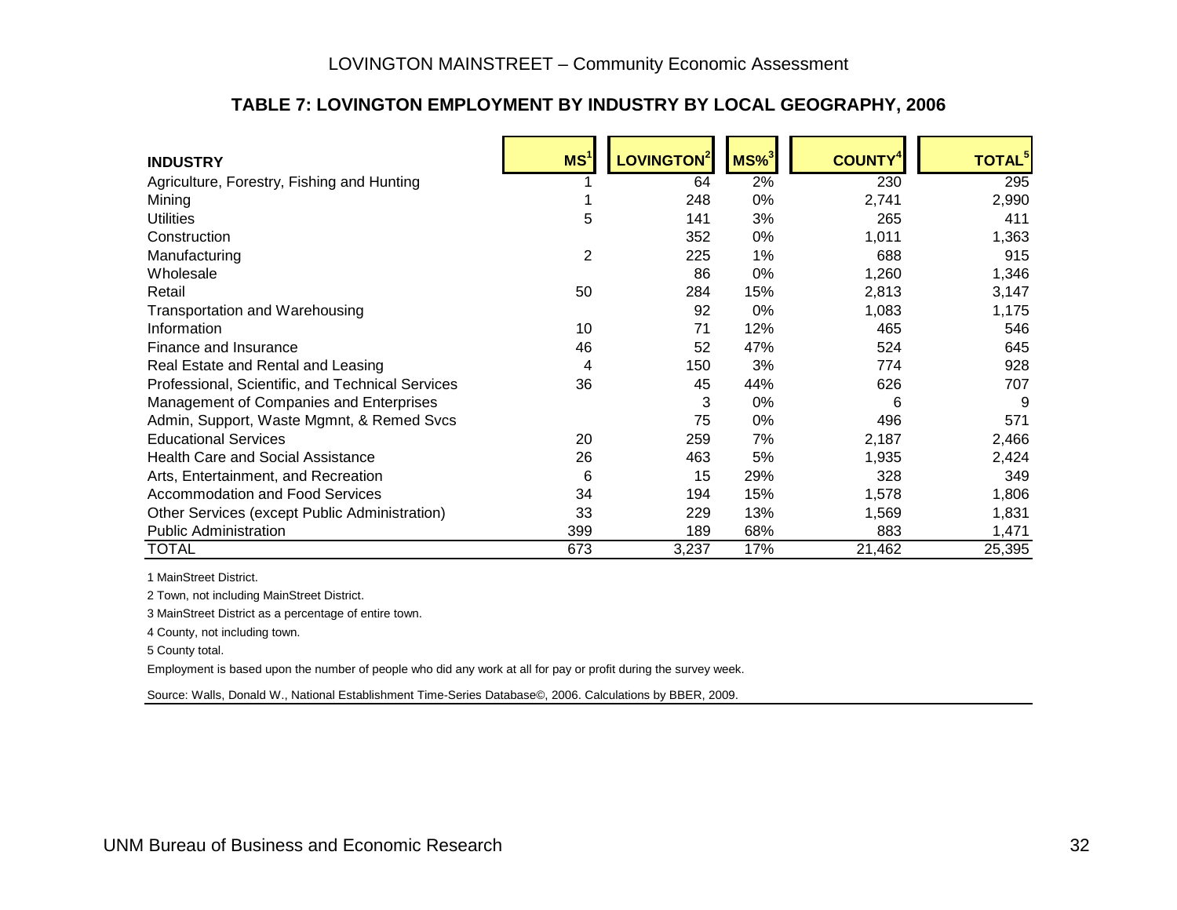### TABLE 7: LOVINGTON EMPLOYMENT BY INDUSTRY BY LOCAL GEOGRAPHY, 2006

| INDUSTRY | MS[1] | LOVINGTON[2] | MS%[3] | COUNTY[4] | TOTAL[5] |
|---|---|---|---|---|---|
| Agriculture, Forestry, Fishing and Hunting | 1 | 64 | 2% | 230 | 295 |
| Mining | 1 | 248 | 0% | 2,741 | 2,990 |
| Utilities | 5 | 141 | 3% | 265 | 411 |
| Construction | | 352 | 0% | 1,011 | 1,363 |
| Manufacturing | 2 | 225 | 1% | 688 | 915 |
| Wholesale | | 86 | 0% | 1,260 | 1,346 |
| Retail | 50 | 284 | 15% | 2,813 | 3,147 |
| Transportation and Warehousing | | 92 | 0% | 1,083 | 1,175 |
| Information | 10 | 71 | 12% | 465 | 546 |
| Finance and Insurance | 46 | 52 | 47% | 524 | 645 |
| Real Estate and Rental and Leasing | 4 | 150 | 3% | 774 | 928 |
| Professional, Scientific, and Technical Services | 36 | 45 | 44% | 626 | 707 |
| Management of Companies and Enterprises | | 3 | 0% | 6 | 9 |
| Admin, Support, Waste Mgmnt, & Remed Svcs | | 75 | 0% | 496 | 571 |
| Educational Services | 20 | 259 | 7% | 2,187 | 2,466 |
| Health Care and Social Assistance | 26 | 463 | 5% | 1,935 | 2,424 |
| Arts, Entertainment, and Recreation | 6 | 15 | 29% | 328 | 349 |
| Accommodation and Food Services | 34 | 194 | 15% | 1,578 | 1,806 |
| Other Services (except Public Administration) | 33 | 229 | 13% | 1,569 | 1,831 |
| Public Administration | 399 | 189 | 68% | 883 | 1,471 |
| TOTAL | 673 | 3,237 | 17% | 21,462 | 25,395 |

1 MainStreet District.

2 Town, not including MainStreet District.

3 MainStreet District as a percentage of entire town.

4 County, not including town.

5 County total.

Employment is based upon the number of people who did any work at all for pay or profit during the survey week.

Source: Walls, Donald W., National Establishment Time-Series Database©, 2006. Calculations by BBER, 2009.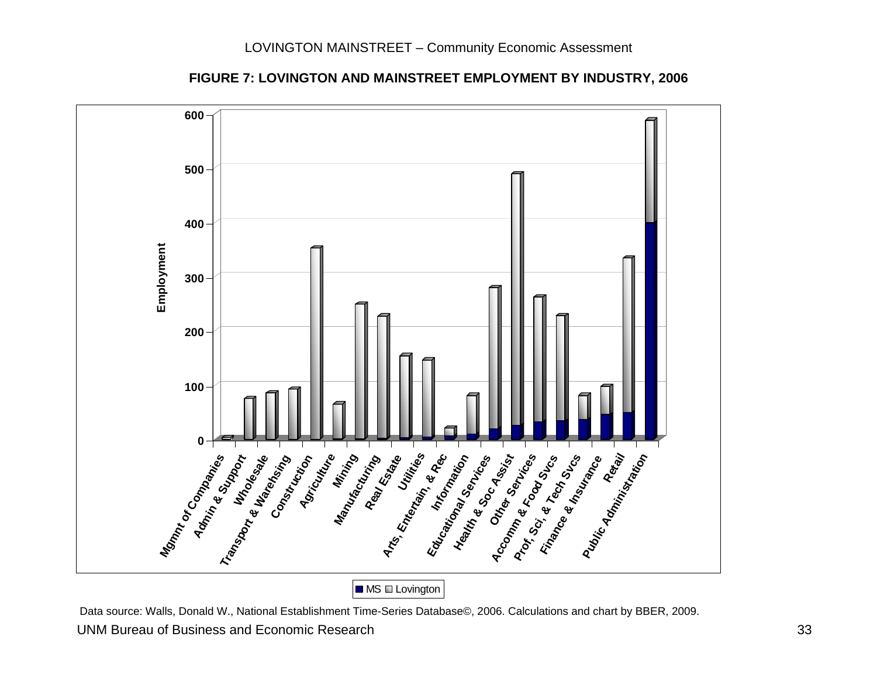**FIGURE 7: LOVINGTON AND MAINSTREET EMPLOYMENT BY INDUSTRY, 2006**

Data source: Walls, Donald W., National Establishment Time-Series Database©, 2006. Calculations and chart by BBER, 2009.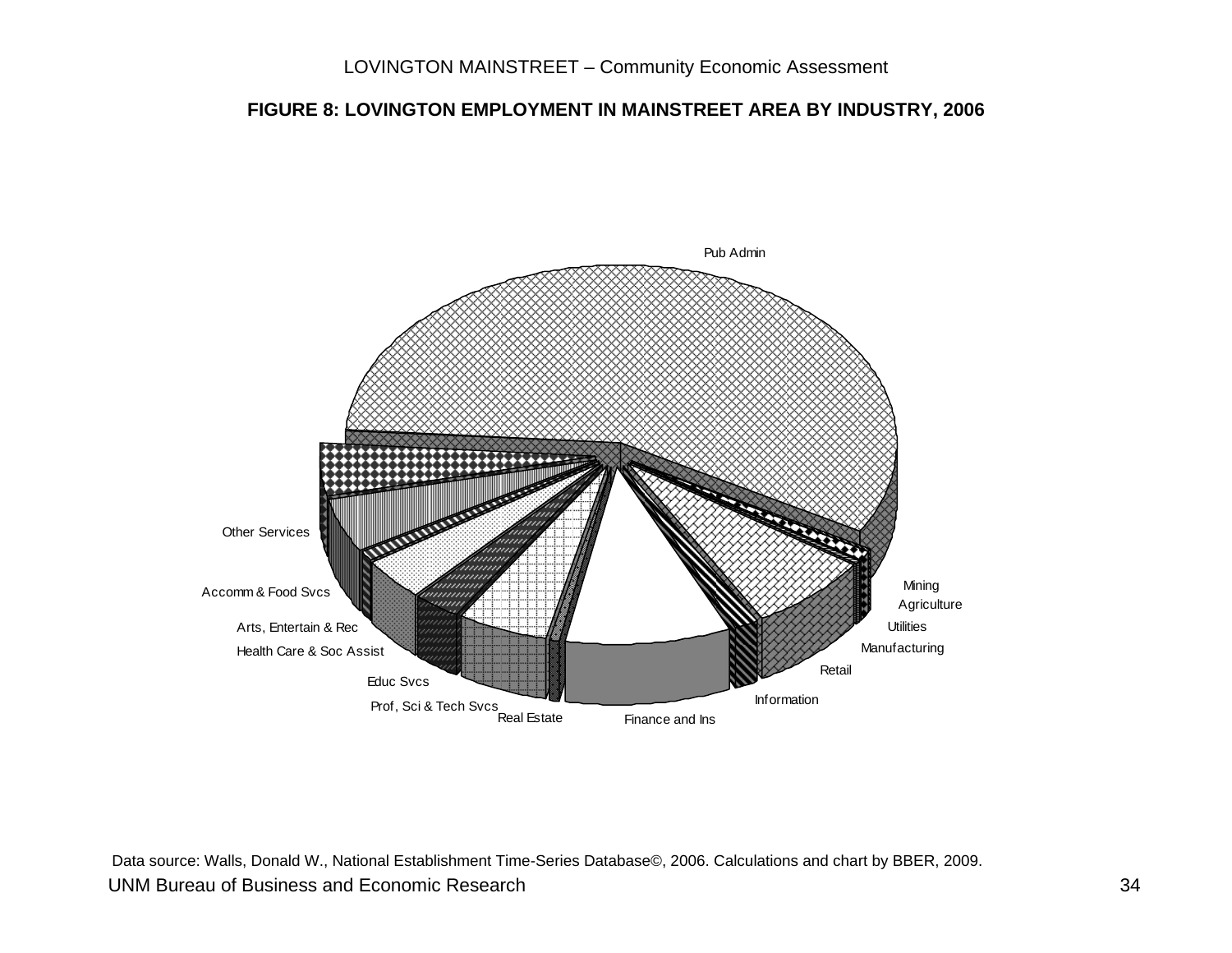**FIGURE 8: LOVINGTON EMPLOYMENT IN MAINSTREET AREA BY INDUSTRY, 2006**

Pub Admin

Other Services

Accomm & Food Svcs

Arts, Entertain & Rec

Health Care & Soc Assist

Educ Svcs

Prof, Sci & Tech Svcs

Real Estate

Finance and Ins

Information

Retail

Manufacturing

Utilities

Agriculture

Mining

Data source: Walls, Donald W., National Establishment Time-Series Database©, 2006. Calculations and chart by BBER, 2009.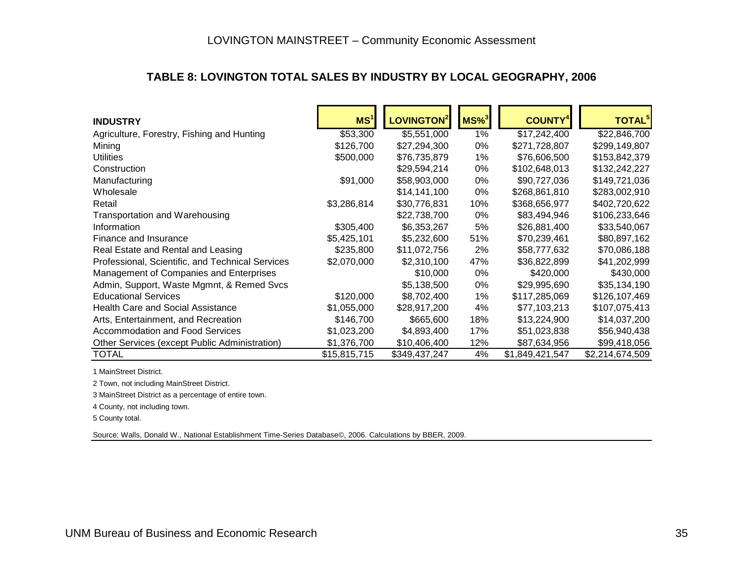### TABLE 8: LOVINGTON TOTAL SALES BY INDUSTRY BY LOCAL GEOGRAPHY, 2006

| INDUSTRY | MS[1] | LOVINGTON[2] | MS%[3] | COUNTY[4] | TOTAL[5] |
|---|---|---|---|---|---|
| Agriculture, Forestry, Fishing and Hunting | $53,300 | $5,551,000 | 1% | $17,242,400 | $22,846,700 |
| Mining | $126,700 | $27,294,300 | 0% | $271,728,807 | $299,149,807 |
| Utilities | $500,000 | $76,735,879 | 1% | $76,606,500 | $153,842,379 |
| Construction | | $29,594,214 | 0% | $102,648,013 | $132,242,227 |
| Manufacturing | $91,000 | $58,903,000 | 0% | $90,727,036 | $149,721,036 |
| Wholesale | | $14,141,100 | 0% | $268,861,810 | $283,002,910 |
| Retail | $3,286,814 | $30,776,831 | 10% | $368,656,977 | $402,720,622 |
| Transportation and Warehousing | | $22,738,700 | 0% | $83,494,946 | $106,233,646 |
| Information | $305,400 | $6,353,267 | 5% | $26,881,400 | $33,540,067 |
| Finance and Insurance | $5,425,101 | $5,232,600 | 51% | $70,239,461 | $80,897,162 |
| Real Estate and Rental and Leasing | $235,800 | $11,072,756 | 2% | $58,777,632 | $70,086,188 |
| Professional, Scientific, and Technical Services | $2,070,000 | $2,310,100 | 47% | $36,822,899 | $41,202,999 |
| Management of Companies and Enterprises | | $10,000 | 0% | $420,000 | $430,000 |
| Admin, Support, Waste Mgmnt, & Remed Svcs | | $5,138,500 | 0% | $29,995,690 | $35,134,190 |
| Educational Services | $120,000 | $8,702,400 | 1% | $117,285,069 | $126,107,469 |
| Health Care and Social Assistance | $1,055,000 | $28,917,200 | 4% | $77,103,213 | $107,075,413 |
| Arts, Entertainment, and Recreation | $146,700 | $665,600 | 18% | $13,224,900 | $14,037,200 |
| Accommodation and Food Services | $1,023,200 | $4,893,400 | 17% | $51,023,838 | $56,940,438 |
| Other Services (except Public Administration) | $1,376,700 | $10,406,400 | 12% | $87,634,956 | $99,418,056 |
| TOTAL | $15,815,715 | $349,437,247 | 4% | $1,849,421,547 | $2,214,674,509 |

1 MainStreet District.

2 Town, not including MainStreet District.

3 MainStreet District as a percentage of entire town.

4 County, not including town.

5 County total.

Source: Walls, Donald W., National Establishment Time-Series Database©, 2006. Calculations by BBER, 2009.